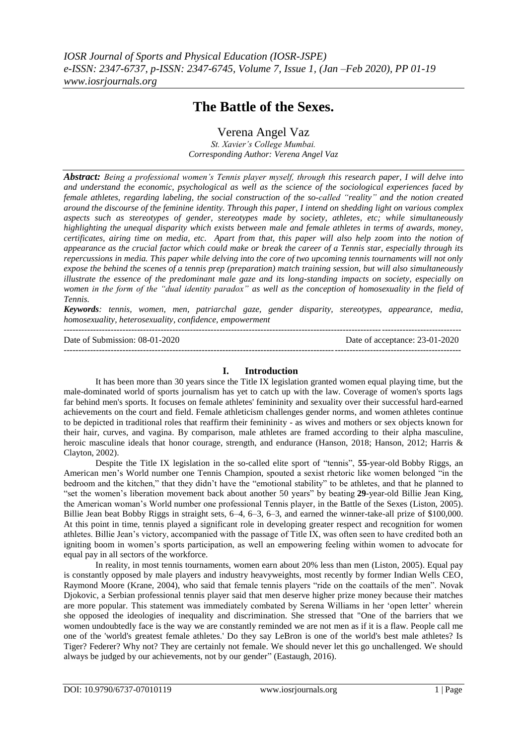# The Battle of the Sexes.

Verena Angel Vaz

*St. Xavier's College Mumbai.*
*Corresponding Author: Verena Angel Vaz*

***Abstract:*** *Being a professional women's Tennis player myself, through this research paper, I will delve into and understand the economic, psychological as well as the science of the sociological experiences faced by female athletes, regarding labeling, the social construction of the so-called "reality" and the notion created around the discourse of the feminine identity. Through this paper, I intend on shedding light on various complex aspects such as stereotypes of gender, stereotypes made by society, athletes, etc; while simultaneously highlighting the unequal disparity which exists between male and female athletes in terms of awards, money, certificates, airing time on media, etc. Apart from that, this paper will also help zoom into the notion of appearance as the crucial factor which could make or break the career of a Tennis star, especially through its repercussions in media. This paper while delving into the core of two upcoming tennis tournaments will not only expose the behind the scenes of a tennis prep (preparation) match training session, but will also simultaneously illustrate the essence of the predominant male gaze and its long-standing impacts on society, especially on women in the form of the "dual identity paradox" as well as the conception of homosexuality in the field of Tennis.*

***Keywords****: tennis, women, men, patriarchal gaze, gender disparity, stereotypes, appearance, media, homosexuality, heterosexuality, confidence, empowerment*

Date of Submission: 08-01-2020 Date of acceptance: 23-01-2020

## I. Introduction

It has been more than 30 years since the Title IX legislation granted women equal playing time, but the male-dominated world of sports journalism has yet to catch up with the law. Coverage of women's sports lags far behind men's sports. It focuses on female athletes' femininity and sexuality over their successful hard-earned achievements on the court and field. Female athleticism challenges gender norms, and women athletes continue to be depicted in traditional roles that reaffirm their femininity - as wives and mothers or sex objects known for their hair, curves, and vagina. By comparison, male athletes are framed according to their alpha masculine, heroic masculine ideals that honor courage, strength, and endurance (Hanson, 2018; Hanson, 2012; Harris & Clayton, 2002).

Despite the Title IX legislation in the so-called elite sport of "tennis", **55**-year-old Bobby Riggs, an American men's World number one Tennis Champion, spouted a sexist rhetoric like women belonged "in the bedroom and the kitchen," that they didn't have the "emotional stability" to be athletes, and that he planned to "set the women's liberation movement back about another 50 years" by beating **29**-year-old Billie Jean King, the American woman's World number one professional Tennis player, in the Battle of the Sexes (Liston, 2005). Billie Jean beat Bobby Riggs in straight sets, 6–4, 6–3, 6–3, and earned the winner-take-all prize of $100,000. At this point in time, tennis played a significant role in developing greater respect and recognition for women athletes. Billie Jean's victory, accompanied with the passage of Title IX, was often seen to have credited both an igniting boom in women's sports participation, as well an empowering feeling within women to advocate for equal pay in all sectors of the workforce.

In reality, in most tennis tournaments, women earn about 20% less than men (Liston, 2005). Equal pay is constantly opposed by male players and industry heavyweights, most recently by former Indian Wells CEO, Raymond Moore (Krane, 2004), who said that female tennis players "ride on the coattails of the men". Novak Djokovic, a Serbian professional tennis player said that men deserve higher prize money because their matches are more popular. This statement was immediately combated by Serena Williams in her 'open letter' wherein she opposed the ideologies of inequality and discrimination. She stressed that "One of the barriers that we women undoubtedly face is the way we are constantly reminded we are not men as if it is a flaw. People call me one of the 'world's greatest female athletes.' Do they say LeBron is one of the world's best male athletes? Is Tiger? Federer? Why not? They are certainly not female. We should never let this go unchallenged. We should always be judged by our achievements, not by our gender" (Eastaugh, 2016).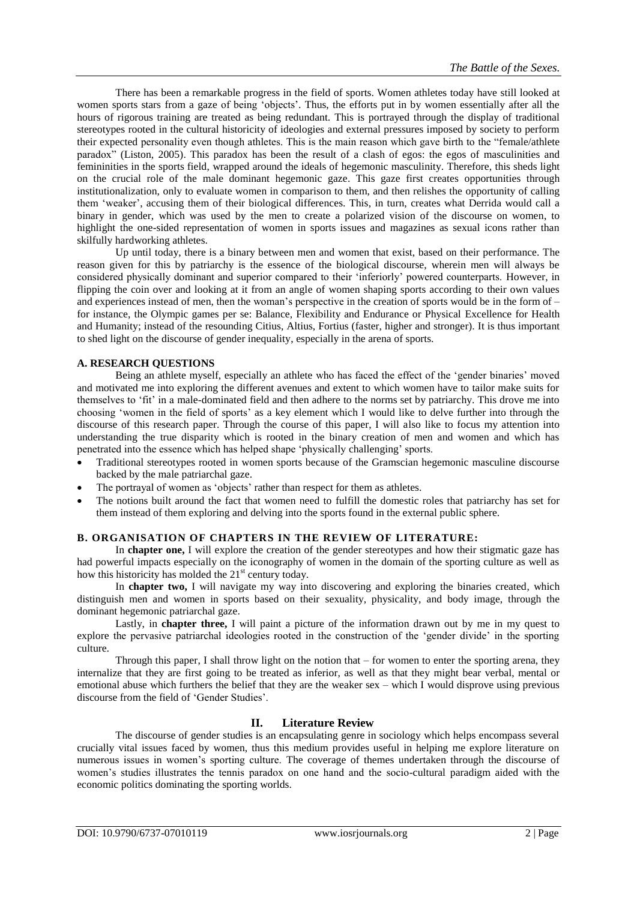There has been a remarkable progress in the field of sports. Women athletes today have still looked at women sports stars from a gaze of being 'objects'. Thus, the efforts put in by women essentially after all the hours of rigorous training are treated as being redundant. This is portrayed through the display of traditional stereotypes rooted in the cultural historicity of ideologies and external pressures imposed by society to perform their expected personality even though athletes. This is the main reason which gave birth to the "female/athlete paradox" (Liston, 2005). This paradox has been the result of a clash of egos: the egos of masculinities and femininities in the sports field, wrapped around the ideals of hegemonic masculinity. Therefore, this sheds light on the crucial role of the male dominant hegemonic gaze. This gaze first creates opportunities through institutionalization, only to evaluate women in comparison to them, and then relishes the opportunity of calling them 'weaker', accusing them of their biological differences. This, in turn, creates what Derrida would call a binary in gender, which was used by the men to create a polarized vision of the discourse on women, to highlight the one-sided representation of women in sports issues and magazines as sexual icons rather than skilfully hardworking athletes.

Up until today, there is a binary between men and women that exist, based on their performance. The reason given for this by patriarchy is the essence of the biological discourse, wherein men will always be considered physically dominant and superior compared to their 'inferiorly' powered counterparts. However, in flipping the coin over and looking at it from an angle of women shaping sports according to their own values and experiences instead of men, then the woman's perspective in the creation of sports would be in the form of – for instance, the Olympic games per se: Balance, Flexibility and Endurance or Physical Excellence for Health and Humanity; instead of the resounding Citius, Altius, Fortius (faster, higher and stronger). It is thus important to shed light on the discourse of gender inequality, especially in the arena of sports.

### A. RESEARCH QUESTIONS

Being an athlete myself, especially an athlete who has faced the effect of the 'gender binaries' moved and motivated me into exploring the different avenues and extent to which women have to tailor make suits for themselves to 'fit' in a male-dominated field and then adhere to the norms set by patriarchy. This drove me into choosing 'women in the field of sports' as a key element which I would like to delve further into through the discourse of this research paper. Through the course of this paper, I will also like to focus my attention into understanding the true disparity which is rooted in the binary creation of men and women and which has penetrated into the essence which has helped shape 'physically challenging' sports.

- Traditional stereotypes rooted in women sports because of the Gramscian hegemonic masculine discourse backed by the male patriarchal gaze.
- The portrayal of women as 'objects' rather than respect for them as athletes.
- The notions built around the fact that women need to fulfill the domestic roles that patriarchy has set for them instead of them exploring and delving into the sports found in the external public sphere.

### B. ORGANISATION OF CHAPTERS IN THE REVIEW OF LITERATURE:

In **chapter one,** I will explore the creation of the gender stereotypes and how their stigmatic gaze has had powerful impacts especially on the iconography of women in the domain of the sporting culture as well as how this historicity has molded the 21st century today.

In **chapter two,** I will navigate my way into discovering and exploring the binaries created, which distinguish men and women in sports based on their sexuality, physicality, and body image, through the dominant hegemonic patriarchal gaze.

Lastly, in **chapter three,** I will paint a picture of the information drawn out by me in my quest to explore the pervasive patriarchal ideologies rooted in the construction of the 'gender divide' in the sporting culture.

Through this paper, I shall throw light on the notion that – for women to enter the sporting arena, they internalize that they are first going to be treated as inferior, as well as that they might bear verbal, mental or emotional abuse which furthers the belief that they are the weaker sex – which I would disprove using previous discourse from the field of 'Gender Studies'.

## II. Literature Review

The discourse of gender studies is an encapsulating genre in sociology which helps encompass several crucially vital issues faced by women, thus this medium provides useful in helping me explore literature on numerous issues in women's sporting culture. The coverage of themes undertaken through the discourse of women's studies illustrates the tennis paradox on one hand and the socio-cultural paradigm aided with the economic politics dominating the sporting worlds.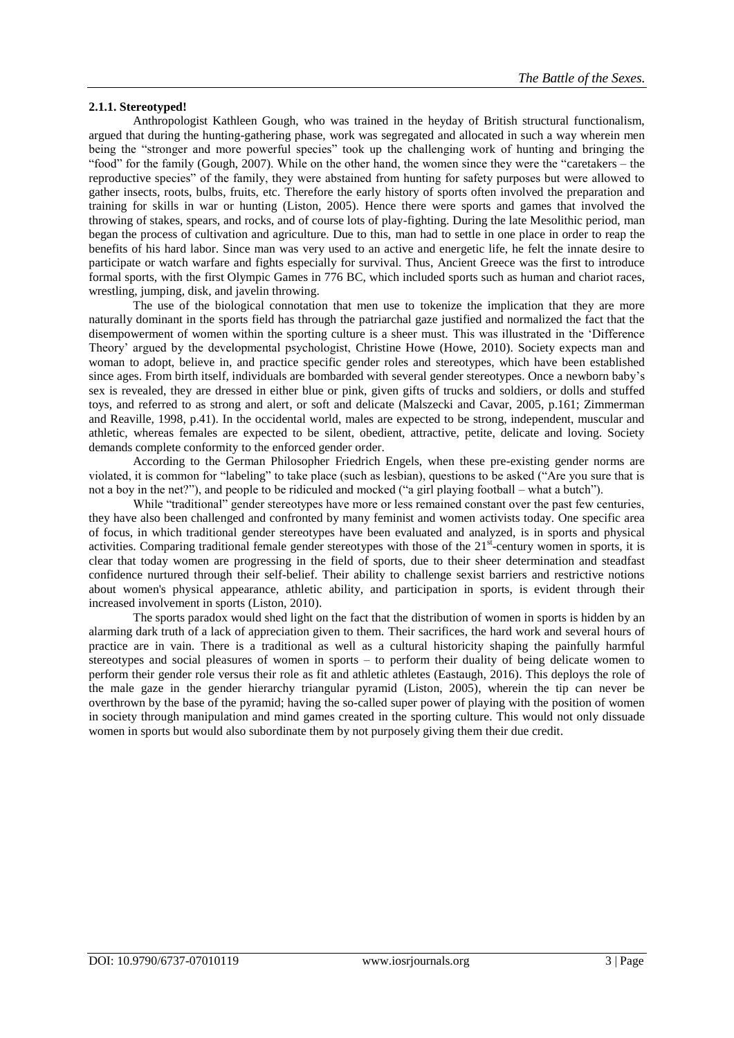### 2.1.1. Stereotyped!

Anthropologist Kathleen Gough, who was trained in the heyday of British structural functionalism, argued that during the hunting-gathering phase, work was segregated and allocated in such a way wherein men being the "stronger and more powerful species" took up the challenging work of hunting and bringing the "food" for the family (Gough, 2007). While on the other hand, the women since they were the "caretakers – the reproductive species" of the family, they were abstained from hunting for safety purposes but were allowed to gather insects, roots, bulbs, fruits, etc. Therefore the early history of sports often involved the preparation and training for skills in war or hunting (Liston, 2005). Hence there were sports and games that involved the throwing of stakes, spears, and rocks, and of course lots of play-fighting. During the late Mesolithic period, man began the process of cultivation and agriculture. Due to this, man had to settle in one place in order to reap the benefits of his hard labor. Since man was very used to an active and energetic life, he felt the innate desire to participate or watch warfare and fights especially for survival. Thus, Ancient Greece was the first to introduce formal sports, with the first Olympic Games in 776 BC, which included sports such as human and chariot races, wrestling, jumping, disk, and javelin throwing.

The use of the biological connotation that men use to tokenize the implication that they are more naturally dominant in the sports field has through the patriarchal gaze justified and normalized the fact that the disempowerment of women within the sporting culture is a sheer must. This was illustrated in the 'Difference Theory' argued by the developmental psychologist, Christine Howe (Howe, 2010). Society expects man and woman to adopt, believe in, and practice specific gender roles and stereotypes, which have been established since ages. From birth itself, individuals are bombarded with several gender stereotypes. Once a newborn baby's sex is revealed, they are dressed in either blue or pink, given gifts of trucks and soldiers, or dolls and stuffed toys, and referred to as strong and alert, or soft and delicate (Malszecki and Cavar, 2005, p.161; Zimmerman and Reaville, 1998, p.41). In the occidental world, males are expected to be strong, independent, muscular and athletic, whereas females are expected to be silent, obedient, attractive, petite, delicate and loving. Society demands complete conformity to the enforced gender order.

According to the German Philosopher Friedrich Engels, when these pre-existing gender norms are violated, it is common for "labeling" to take place (such as lesbian), questions to be asked ("Are you sure that is not a boy in the net?"), and people to be ridiculed and mocked ("a girl playing football – what a butch").

While "traditional" gender stereotypes have more or less remained constant over the past few centuries, they have also been challenged and confronted by many feminist and women activists today. One specific area of focus, in which traditional gender stereotypes have been evaluated and analyzed, is in sports and physical activities. Comparing traditional female gender stereotypes with those of the 21st-century women in sports, it is clear that today women are progressing in the field of sports, due to their sheer determination and steadfast confidence nurtured through their self-belief. Their ability to challenge sexist barriers and restrictive notions about women's physical appearance, athletic ability, and participation in sports, is evident through their increased involvement in sports (Liston, 2010).

The sports paradox would shed light on the fact that the distribution of women in sports is hidden by an alarming dark truth of a lack of appreciation given to them. Their sacrifices, the hard work and several hours of practice are in vain. There is a traditional as well as a cultural historicity shaping the painfully harmful stereotypes and social pleasures of women in sports – to perform their duality of being delicate women to perform their gender role versus their role as fit and athletic athletes (Eastaugh, 2016). This deploys the role of the male gaze in the gender hierarchy triangular pyramid (Liston, 2005), wherein the tip can never be overthrown by the base of the pyramid; having the so-called super power of playing with the position of women in society through manipulation and mind games created in the sporting culture. This would not only dissuade women in sports but would also subordinate them by not purposely giving them their due credit.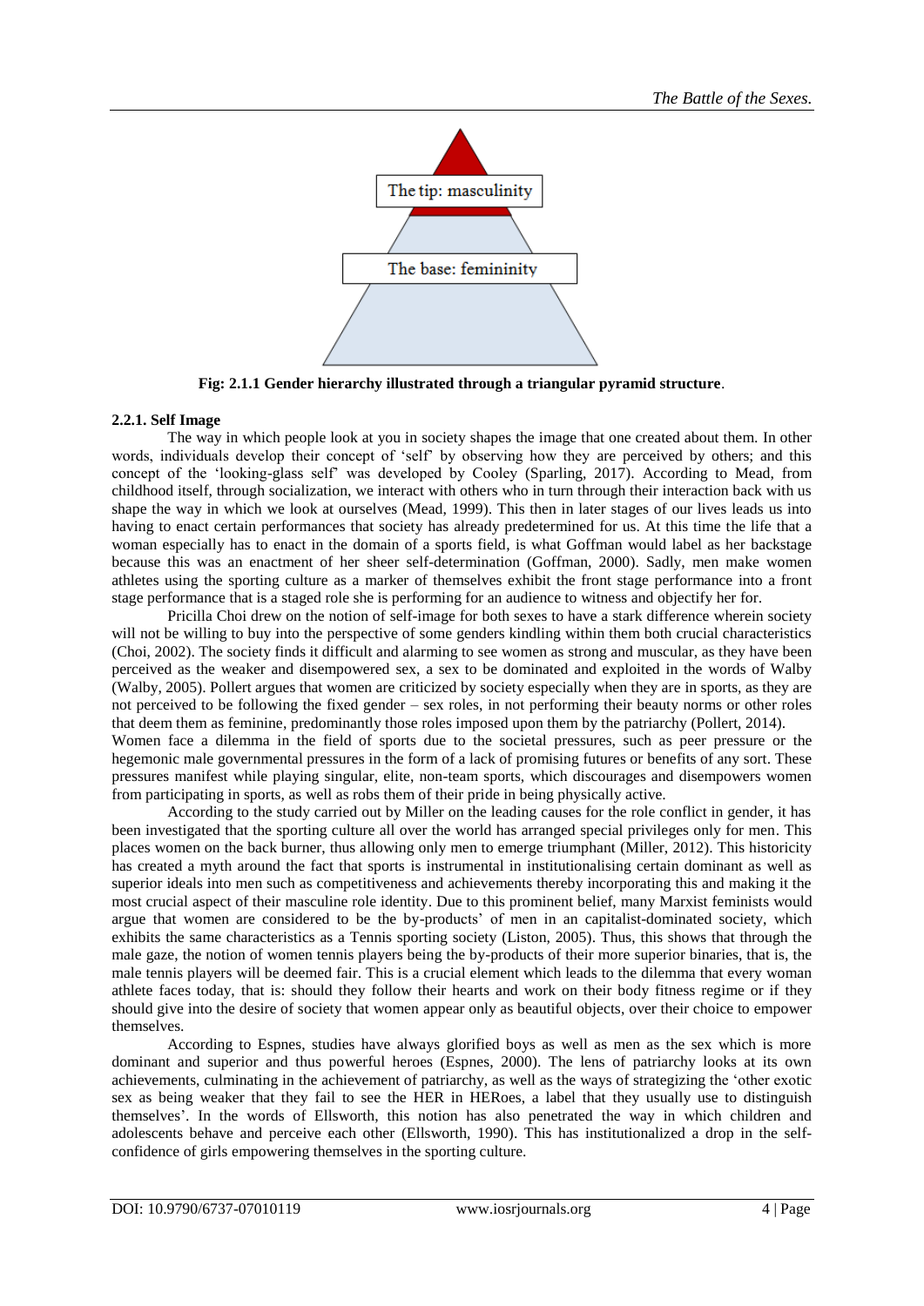The tip: masculinity

The base: femininity

**Fig: 2.1.1 Gender hierarchy illustrated through a triangular pyramid structure**.

### 2.2.1. Self Image

The way in which people look at you in society shapes the image that one created about them. In other words, individuals develop their concept of 'self' by observing how they are perceived by others; and this concept of the 'looking-glass self' was developed by Cooley (Sparling, 2017). According to Mead, from childhood itself, through socialization, we interact with others who in turn through their interaction back with us shape the way in which we look at ourselves (Mead, 1999). This then in later stages of our lives leads us into having to enact certain performances that society has already predetermined for us. At this time the life that a woman especially has to enact in the domain of a sports field, is what Goffman would label as her backstage because this was an enactment of her sheer self-determination (Goffman, 2000). Sadly, men make women athletes using the sporting culture as a marker of themselves exhibit the front stage performance into a front stage performance that is a staged role she is performing for an audience to witness and objectify her for.

Pricilla Choi drew on the notion of self-image for both sexes to have a stark difference wherein society will not be willing to buy into the perspective of some genders kindling within them both crucial characteristics (Choi, 2002). The society finds it difficult and alarming to see women as strong and muscular, as they have been perceived as the weaker and disempowered sex, a sex to be dominated and exploited in the words of Walby (Walby, 2005). Pollert argues that women are criticized by society especially when they are in sports, as they are not perceived to be following the fixed gender – sex roles, in not performing their beauty norms or other roles that deem them as feminine, predominantly those roles imposed upon them by the patriarchy (Pollert, 2014).

Women face a dilemma in the field of sports due to the societal pressures, such as peer pressure or the hegemonic male governmental pressures in the form of a lack of promising futures or benefits of any sort. These pressures manifest while playing singular, elite, non-team sports, which discourages and disempowers women from participating in sports, as well as robs them of their pride in being physically active.

According to the study carried out by Miller on the leading causes for the role conflict in gender, it has been investigated that the sporting culture all over the world has arranged special privileges only for men. This places women on the back burner, thus allowing only men to emerge triumphant (Miller, 2012). This historicity has created a myth around the fact that sports is instrumental in institutionalising certain dominant as well as superior ideals into men such as competitiveness and achievements thereby incorporating this and making it the most crucial aspect of their masculine role identity. Due to this prominent belief, many Marxist feminists would argue that women are considered to be the by-products' of men in an capitalist-dominated society, which exhibits the same characteristics as a Tennis sporting society (Liston, 2005). Thus, this shows that through the male gaze, the notion of women tennis players being the by-products of their more superior binaries, that is, the male tennis players will be deemed fair. This is a crucial element which leads to the dilemma that every woman athlete faces today, that is: should they follow their hearts and work on their body fitness regime or if they should give into the desire of society that women appear only as beautiful objects, over their choice to empower themselves.

According to Espnes, studies have always glorified boys as well as men as the sex which is more dominant and superior and thus powerful heroes (Espnes, 2000). The lens of patriarchy looks at its own achievements, culminating in the achievement of patriarchy, as well as the ways of strategizing the 'other exotic sex as being weaker that they fail to see the HER in HERoes, a label that they usually use to distinguish themselves'. In the words of Ellsworth, this notion has also penetrated the way in which children and adolescents behave and perceive each other (Ellsworth, 1990). This has institutionalized a drop in the self-confidence of girls empowering themselves in the sporting culture.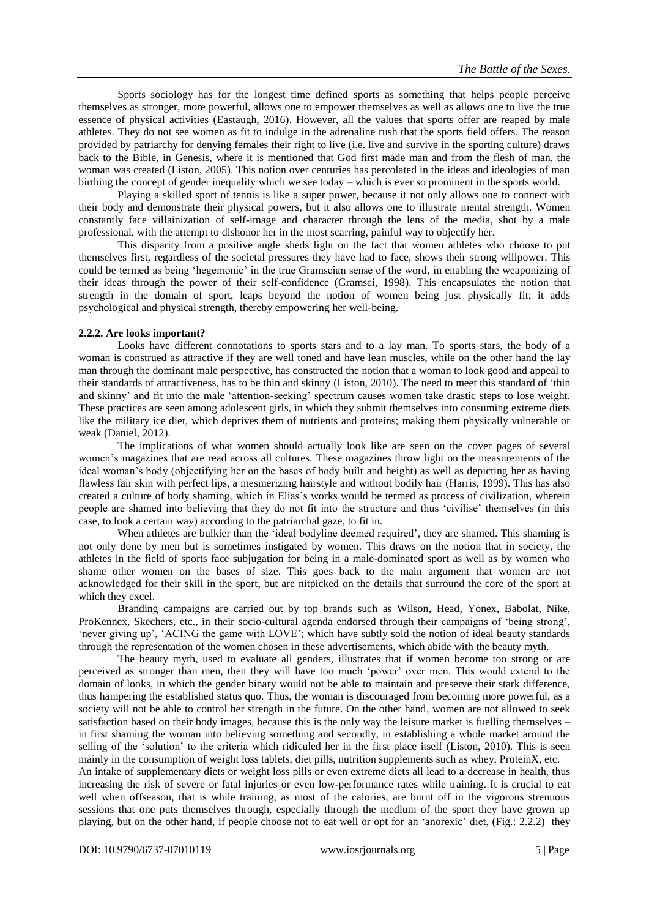Sports sociology has for the longest time defined sports as something that helps people perceive themselves as stronger, more powerful, allows one to empower themselves as well as allows one to live the true essence of physical activities (Eastaugh, 2016). However, all the values that sports offer are reaped by male athletes. They do not see women as fit to indulge in the adrenaline rush that the sports field offers. The reason provided by patriarchy for denying females their right to live (i.e. live and survive in the sporting culture) draws back to the Bible, in Genesis, where it is mentioned that God first made man and from the flesh of man, the woman was created (Liston, 2005). This notion over centuries has percolated in the ideas and ideologies of man birthing the concept of gender inequality which we see today – which is ever so prominent in the sports world.

Playing a skilled sport of tennis is like a super power, because it not only allows one to connect with their body and demonstrate their physical powers, but it also allows one to illustrate mental strength. Women constantly face villainization of self-image and character through the lens of the media, shot by a male professional, with the attempt to dishonor her in the most scarring, painful way to objectify her.

This disparity from a positive angle sheds light on the fact that women athletes who choose to put themselves first, regardless of the societal pressures they have had to face, shows their strong willpower. This could be termed as being 'hegemonic' in the true Gramscian sense of the word, in enabling the weaponizing of their ideas through the power of their self-confidence (Gramsci, 1998). This encapsulates the notion that strength in the domain of sport, leaps beyond the notion of women being just physically fit; it adds psychological and physical strength, thereby empowering her well-being.

### 2.2.2. Are looks important?

Looks have different connotations to sports stars and to a lay man. To sports stars, the body of a woman is construed as attractive if they are well toned and have lean muscles, while on the other hand the lay man through the dominant male perspective, has constructed the notion that a woman to look good and appeal to their standards of attractiveness, has to be thin and skinny (Liston, 2010). The need to meet this standard of 'thin and skinny' and fit into the male 'attention-seeking' spectrum causes women take drastic steps to lose weight. These practices are seen among adolescent girls, in which they submit themselves into consuming extreme diets like the military ice diet, which deprives them of nutrients and proteins; making them physically vulnerable or weak (Daniel, 2012).

The implications of what women should actually look like are seen on the cover pages of several women's magazines that are read across all cultures. These magazines throw light on the measurements of the ideal woman's body (objectifying her on the bases of body built and height) as well as depicting her as having flawless fair skin with perfect lips, a mesmerizing hairstyle and without bodily hair (Harris, 1999). This has also created a culture of body shaming, which in Elias's works would be termed as process of civilization, wherein people are shamed into believing that they do not fit into the structure and thus 'civilise' themselves (in this case, to look a certain way) according to the patriarchal gaze, to fit in.

When athletes are bulkier than the 'ideal bodyline deemed required', they are shamed. This shaming is not only done by men but is sometimes instigated by women. This draws on the notion that in society, the athletes in the field of sports face subjugation for being in a male-dominated sport as well as by women who shame other women on the bases of size. This goes back to the main argument that women are not acknowledged for their skill in the sport, but are nitpicked on the details that surround the core of the sport at which they excel.

Branding campaigns are carried out by top brands such as Wilson, Head, Yonex, Babolat, Nike, ProKennex, Skechers, etc., in their socio-cultural agenda endorsed through their campaigns of 'being strong', 'never giving up', 'ACING the game with LOVE'; which have subtly sold the notion of ideal beauty standards through the representation of the women chosen in these advertisements, which abide with the beauty myth.

The beauty myth, used to evaluate all genders, illustrates that if women become too strong or are perceived as stronger than men, then they will have too much 'power' over men. This would extend to the domain of looks, in which the gender binary would not be able to maintain and preserve their stark difference, thus hampering the established status quo. Thus, the woman is discouraged from becoming more powerful, as a society will not be able to control her strength in the future. On the other hand, women are not allowed to seek satisfaction based on their body images, because this is the only way the leisure market is fuelling themselves – in first shaming the woman into believing something and secondly, in establishing a whole market around the selling of the 'solution' to the criteria which ridiculed her in the first place itself (Liston, 2010). This is seen mainly in the consumption of weight loss tablets, diet pills, nutrition supplements such as whey, ProteinX, etc.

An intake of supplementary diets or weight loss pills or even extreme diets all lead to a decrease in health, thus increasing the risk of severe or fatal injuries or even low-performance rates while training. It is crucial to eat well when offseason, that is while training, as most of the calories, are burnt off in the vigorous strenuous sessions that one puts themselves through, especially through the medium of the sport they have grown up playing, but on the other hand, if people choose not to eat well or opt for an 'anorexic' diet, (Fig.: 2.2.2) they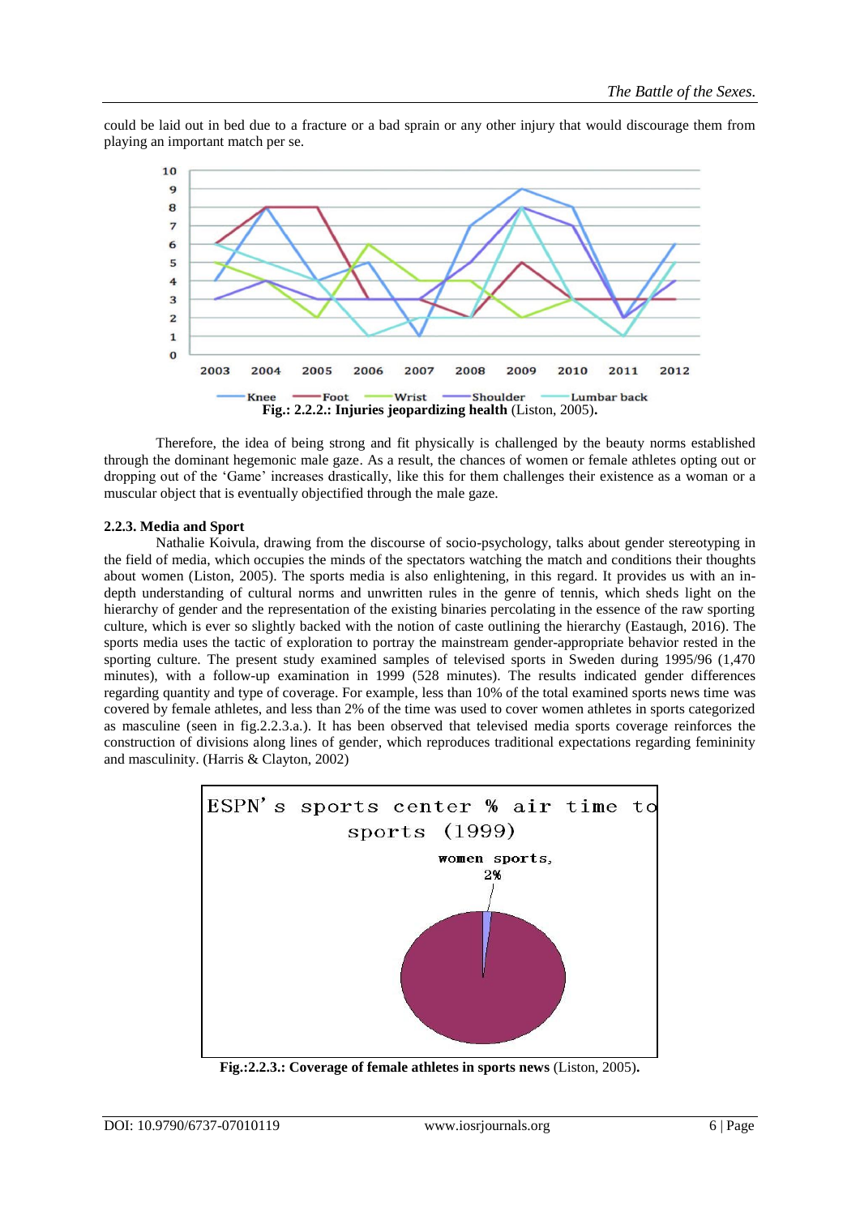could be laid out in bed due to a fracture or a bad sprain or any other injury that would discourage them from playing an important match per se.

**Fig.: 2.2.2.: Injuries jeopardizing health** (Liston, 2005).

Therefore, the idea of being strong and fit physically is challenged by the beauty norms established through the dominant hegemonic male gaze. As a result, the chances of women or female athletes opting out or dropping out of the 'Game' increases drastically, like this for them challenges their existence as a woman or a muscular object that is eventually objectified through the male gaze.

### 2.2.3. Media and Sport

Nathalie Koivula, drawing from the discourse of socio-psychology, talks about gender stereotyping in the field of media, which occupies the minds of the spectators watching the match and conditions their thoughts about women (Liston, 2005). The sports media is also enlightening, in this regard. It provides us with an in-depth understanding of cultural norms and unwritten rules in the genre of tennis, which sheds light on the hierarchy of gender and the representation of the existing binaries percolating in the essence of the raw sporting culture, which is ever so slightly backed with the notion of caste outlining the hierarchy (Eastaugh, 2016). The sports media uses the tactic of exploration to portray the mainstream gender-appropriate behavior rested in the sporting culture. The present study examined samples of televised sports in Sweden during 1995/96 (1,470 minutes), with a follow-up examination in 1999 (528 minutes). The results indicated gender differences regarding quantity and type of coverage. For example, less than 10% of the total examined sports news time was covered by female athletes, and less than 2% of the time was used to cover women athletes in sports categorized as masculine (seen in fig.2.2.3.a.). It has been observed that televised media sports coverage reinforces the construction of divisions along lines of gender, which reproduces traditional expectations regarding femininity and masculinity. (Harris & Clayton, 2002)

**Fig.:2.2.3.: Coverage of female athletes in sports news** (Liston, 2005).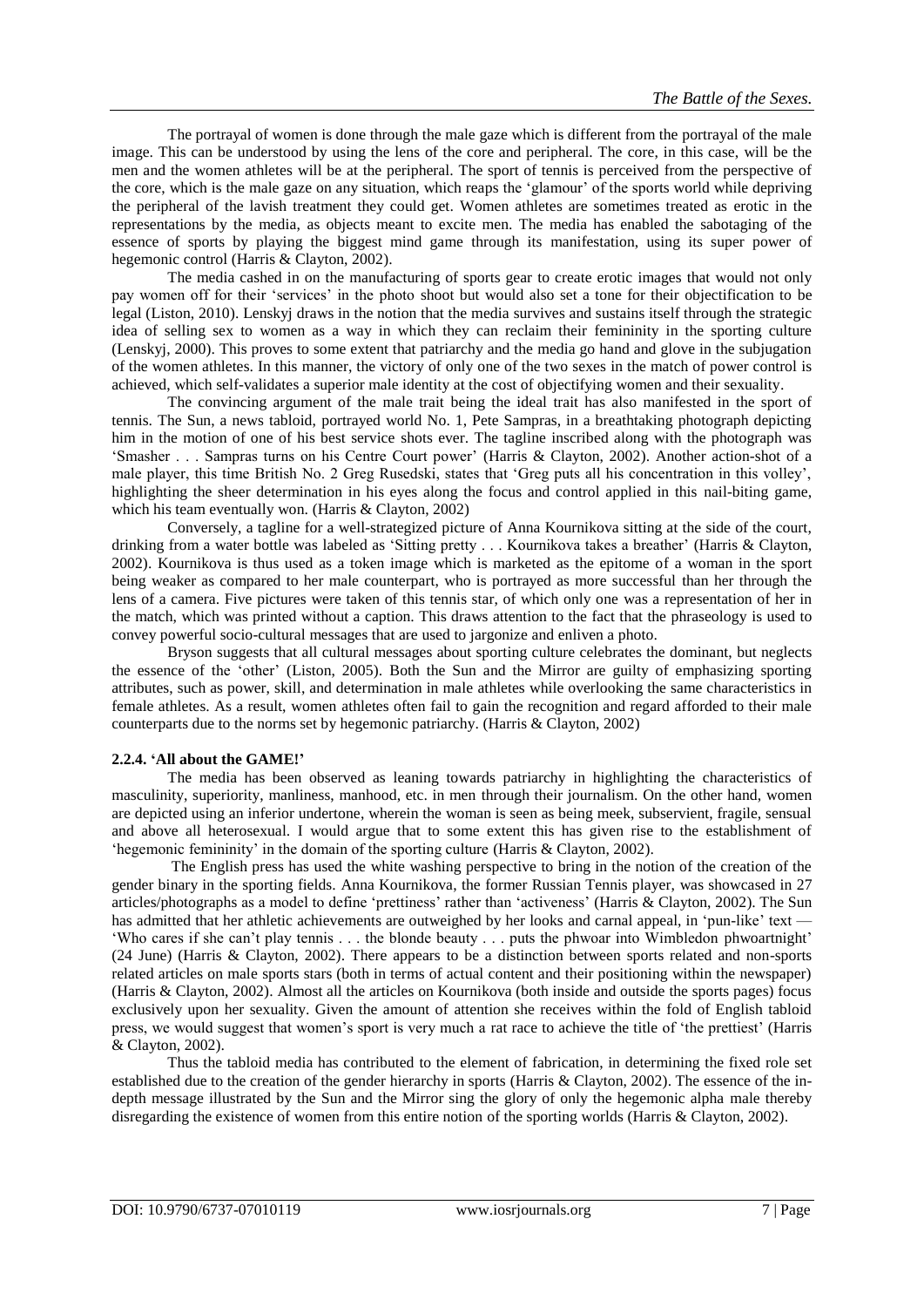The portrayal of women is done through the male gaze which is different from the portrayal of the male image. This can be understood by using the lens of the core and peripheral. The core, in this case, will be the men and the women athletes will be at the peripheral. The sport of tennis is perceived from the perspective of the core, which is the male gaze on any situation, which reaps the 'glamour' of the sports world while depriving the peripheral of the lavish treatment they could get. Women athletes are sometimes treated as erotic in the representations by the media, as objects meant to excite men. The media has enabled the sabotaging of the essence of sports by playing the biggest mind game through its manifestation, using its super power of hegemonic control (Harris & Clayton, 2002).

The media cashed in on the manufacturing of sports gear to create erotic images that would not only pay women off for their 'services' in the photo shoot but would also set a tone for their objectification to be legal (Liston, 2010). Lenskyj draws in the notion that the media survives and sustains itself through the strategic idea of selling sex to women as a way in which they can reclaim their femininity in the sporting culture (Lenskyj, 2000). This proves to some extent that patriarchy and the media go hand and glove in the subjugation of the women athletes. In this manner, the victory of only one of the two sexes in the match of power control is achieved, which self-validates a superior male identity at the cost of objectifying women and their sexuality.

The convincing argument of the male trait being the ideal trait has also manifested in the sport of tennis. The Sun, a news tabloid, portrayed world No. 1, Pete Sampras, in a breathtaking photograph depicting him in the motion of one of his best service shots ever. The tagline inscribed along with the photograph was 'Smasher . . . Sampras turns on his Centre Court power' (Harris & Clayton, 2002). Another action-shot of a male player, this time British No. 2 Greg Rusedski, states that 'Greg puts all his concentration in this volley', highlighting the sheer determination in his eyes along the focus and control applied in this nail-biting game, which his team eventually won. (Harris & Clayton, 2002)

Conversely, a tagline for a well-strategized picture of Anna Kournikova sitting at the side of the court, drinking from a water bottle was labeled as 'Sitting pretty . . . Kournikova takes a breather' (Harris & Clayton, 2002). Kournikova is thus used as a token image which is marketed as the epitome of a woman in the sport being weaker as compared to her male counterpart, who is portrayed as more successful than her through the lens of a camera. Five pictures were taken of this tennis star, of which only one was a representation of her in the match, which was printed without a caption. This draws attention to the fact that the phraseology is used to convey powerful socio-cultural messages that are used to jargonize and enliven a photo.

Bryson suggests that all cultural messages about sporting culture celebrates the dominant, but neglects the essence of the 'other' (Liston, 2005). Both the Sun and the Mirror are guilty of emphasizing sporting attributes, such as power, skill, and determination in male athletes while overlooking the same characteristics in female athletes. As a result, women athletes often fail to gain the recognition and regard afforded to their male counterparts due to the norms set by hegemonic patriarchy. (Harris & Clayton, 2002)

### 2.2.4. 'All about the GAME!'

The media has been observed as leaning towards patriarchy in highlighting the characteristics of masculinity, superiority, manliness, manhood, etc. in men through their journalism. On the other hand, women are depicted using an inferior undertone, wherein the woman is seen as being meek, subservient, fragile, sensual and above all heterosexual. I would argue that to some extent this has given rise to the establishment of 'hegemonic femininity' in the domain of the sporting culture (Harris & Clayton, 2002).

The English press has used the white washing perspective to bring in the notion of the creation of the gender binary in the sporting fields. Anna Kournikova, the former Russian Tennis player, was showcased in 27 articles/photographs as a model to define 'prettiness' rather than 'activeness' (Harris & Clayton, 2002). The Sun has admitted that her athletic achievements are outweighed by her looks and carnal appeal, in 'pun-like' text — 'Who cares if she can't play tennis . . . the blonde beauty . . . puts the phwoar into Wimbledon phwoartnight' (24 June) (Harris & Clayton, 2002). There appears to be a distinction between sports related and non-sports related articles on male sports stars (both in terms of actual content and their positioning within the newspaper) (Harris & Clayton, 2002). Almost all the articles on Kournikova (both inside and outside the sports pages) focus exclusively upon her sexuality. Given the amount of attention she receives within the fold of English tabloid press, we would suggest that women's sport is very much a rat race to achieve the title of 'the prettiest' (Harris & Clayton, 2002).

Thus the tabloid media has contributed to the element of fabrication, in determining the fixed role set established due to the creation of the gender hierarchy in sports (Harris & Clayton, 2002). The essence of the in-depth message illustrated by the Sun and the Mirror sing the glory of only the hegemonic alpha male thereby disregarding the existence of women from this entire notion of the sporting worlds (Harris & Clayton, 2002).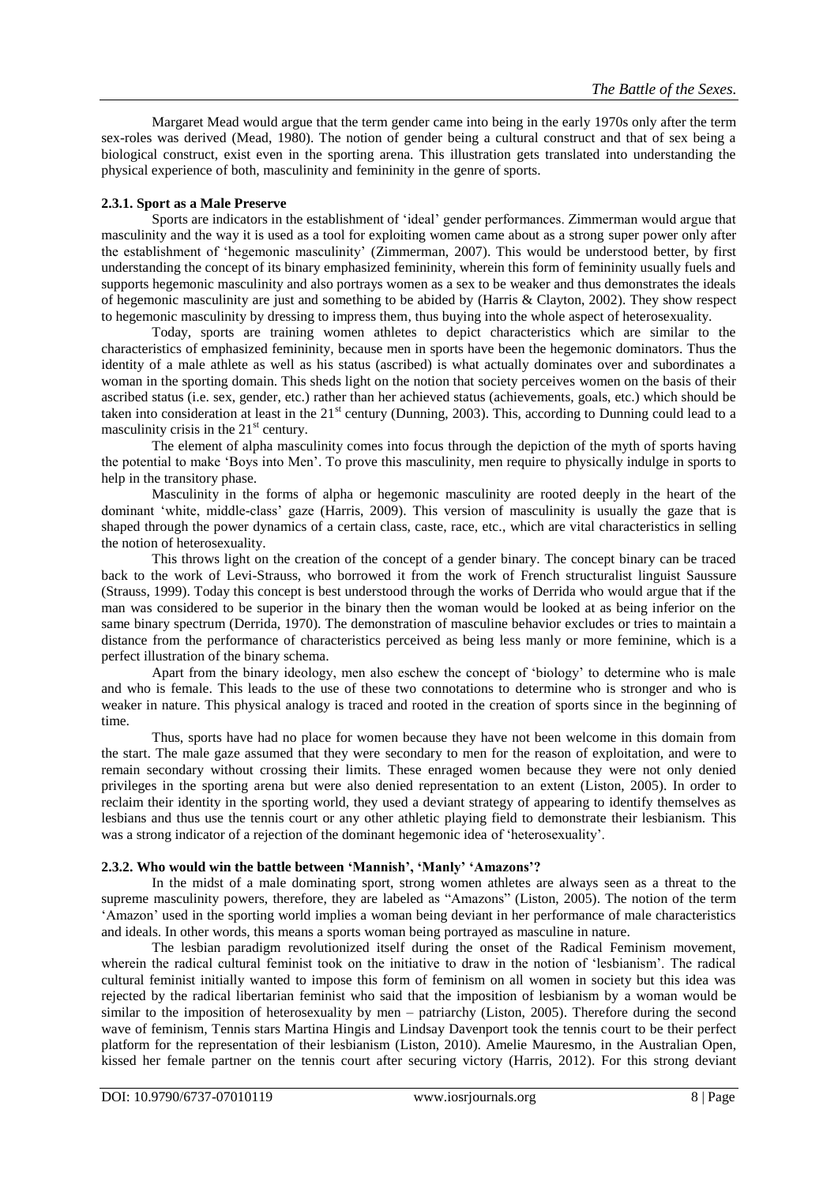Margaret Mead would argue that the term gender came into being in the early 1970s only after the term sex-roles was derived (Mead, 1980). The notion of gender being a cultural construct and that of sex being a biological construct, exist even in the sporting arena. This illustration gets translated into understanding the physical experience of both, masculinity and femininity in the genre of sports.

### 2.3.1. Sport as a Male Preserve

Sports are indicators in the establishment of 'ideal' gender performances. Zimmerman would argue that masculinity and the way it is used as a tool for exploiting women came about as a strong super power only after the establishment of 'hegemonic masculinity' (Zimmerman, 2007). This would be understood better, by first understanding the concept of its binary emphasized femininity, wherein this form of femininity usually fuels and supports hegemonic masculinity and also portrays women as a sex to be weaker and thus demonstrates the ideals of hegemonic masculinity are just and something to be abided by (Harris & Clayton, 2002). They show respect to hegemonic masculinity by dressing to impress them, thus buying into the whole aspect of heterosexuality.

Today, sports are training women athletes to depict characteristics which are similar to the characteristics of emphasized femininity, because men in sports have been the hegemonic dominators. Thus the identity of a male athlete as well as his status (ascribed) is what actually dominates over and subordinates a woman in the sporting domain. This sheds light on the notion that society perceives women on the basis of their ascribed status (i.e. sex, gender, etc.) rather than her achieved status (achievements, goals, etc.) which should be taken into consideration at least in the 21st century (Dunning, 2003). This, according to Dunning could lead to a masculinity crisis in the 21st century.

The element of alpha masculinity comes into focus through the depiction of the myth of sports having the potential to make 'Boys into Men'. To prove this masculinity, men require to physically indulge in sports to help in the transitory phase.

Masculinity in the forms of alpha or hegemonic masculinity are rooted deeply in the heart of the dominant 'white, middle-class' gaze (Harris, 2009). This version of masculinity is usually the gaze that is shaped through the power dynamics of a certain class, caste, race, etc., which are vital characteristics in selling the notion of heterosexuality.

This throws light on the creation of the concept of a gender binary. The concept binary can be traced back to the work of Levi-Strauss, who borrowed it from the work of French structuralist linguist Saussure (Strauss, 1999). Today this concept is best understood through the works of Derrida who would argue that if the man was considered to be superior in the binary then the woman would be looked at as being inferior on the same binary spectrum (Derrida, 1970). The demonstration of masculine behavior excludes or tries to maintain a distance from the performance of characteristics perceived as being less manly or more feminine, which is a perfect illustration of the binary schema.

Apart from the binary ideology, men also eschew the concept of 'biology' to determine who is male and who is female. This leads to the use of these two connotations to determine who is stronger and who is weaker in nature. This physical analogy is traced and rooted in the creation of sports since in the beginning of time.

Thus, sports have had no place for women because they have not been welcome in this domain from the start. The male gaze assumed that they were secondary to men for the reason of exploitation, and were to remain secondary without crossing their limits. These enraged women because they were not only denied privileges in the sporting arena but were also denied representation to an extent (Liston, 2005). In order to reclaim their identity in the sporting world, they used a deviant strategy of appearing to identify themselves as lesbians and thus use the tennis court or any other athletic playing field to demonstrate their lesbianism. This was a strong indicator of a rejection of the dominant hegemonic idea of 'heterosexuality'.

### 2.3.2. Who would win the battle between 'Mannish', 'Manly' 'Amazons'?

In the midst of a male dominating sport, strong women athletes are always seen as a threat to the supreme masculinity powers, therefore, they are labeled as "Amazons" (Liston, 2005). The notion of the term 'Amazon' used in the sporting world implies a woman being deviant in her performance of male characteristics and ideals. In other words, this means a sports woman being portrayed as masculine in nature.

The lesbian paradigm revolutionized itself during the onset of the Radical Feminism movement, wherein the radical cultural feminist took on the initiative to draw in the notion of 'lesbianism'. The radical cultural feminist initially wanted to impose this form of feminism on all women in society but this idea was rejected by the radical libertarian feminist who said that the imposition of lesbianism by a woman would be similar to the imposition of heterosexuality by men – patriarchy (Liston, 2005). Therefore during the second wave of feminism, Tennis stars Martina Hingis and Lindsay Davenport took the tennis court to be their perfect platform for the representation of their lesbianism (Liston, 2010). Amelie Mauresmo, in the Australian Open, kissed her female partner on the tennis court after securing victory (Harris, 2012). For this strong deviant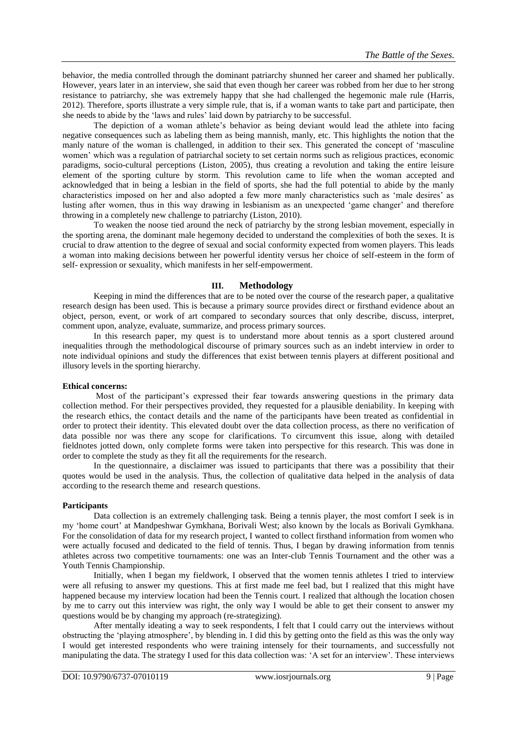behavior, the media controlled through the dominant patriarchy shunned her career and shamed her publically. However, years later in an interview, she said that even though her career was robbed from her due to her strong resistance to patriarchy, she was extremely happy that she had challenged the hegemonic male rule (Harris, 2012). Therefore, sports illustrate a very simple rule, that is, if a woman wants to take part and participate, then she needs to abide by the 'laws and rules' laid down by patriarchy to be successful.

The depiction of a woman athlete's behavior as being deviant would lead the athlete into facing negative consequences such as labeling them as being mannish, manly, etc. This highlights the notion that the manly nature of the woman is challenged, in addition to their sex. This generated the concept of 'masculine women' which was a regulation of patriarchal society to set certain norms such as religious practices, economic paradigms, socio-cultural perceptions (Liston, 2005), thus creating a revolution and taking the entire leisure element of the sporting culture by storm. This revolution came to life when the woman accepted and acknowledged that in being a lesbian in the field of sports, she had the full potential to abide by the manly characteristics imposed on her and also adopted a few more manly characteristics such as 'male desires' as lusting after women, thus in this way drawing in lesbianism as an unexpected 'game changer' and therefore throwing in a completely new challenge to patriarchy (Liston, 2010).

To weaken the noose tied around the neck of patriarchy by the strong lesbian movement, especially in the sporting arena, the dominant male hegemony decided to understand the complexities of both the sexes. It is crucial to draw attention to the degree of sexual and social conformity expected from women players. This leads a woman into making decisions between her powerful identity versus her choice of self-esteem in the form of self- expression or sexuality, which manifests in her self-empowerment.

## III. Methodology

Keeping in mind the differences that are to be noted over the course of the research paper, a qualitative research design has been used. This is because a primary source provides direct or firsthand evidence about an object, person, event, or work of art compared to secondary sources that only describe, discuss, interpret, comment upon, analyze, evaluate, summarize, and process primary sources.

In this research paper, my quest is to understand more about tennis as a sport clustered around inequalities through the methodological discourse of primary sources such as an indebt interview in order to note individual opinions and study the differences that exist between tennis players at different positional and illusory levels in the sporting hierarchy.

**Ethical concerns:**

Most of the participant's expressed their fear towards answering questions in the primary data collection method. For their perspectives provided, they requested for a plausible deniability. In keeping with the research ethics, the contact details and the name of the participants have been treated as confidential in order to protect their identity. This elevated doubt over the data collection process, as there no verification of data possible nor was there any scope for clarifications. To circumvent this issue, along with detailed fieldnotes jotted down, only complete forms were taken into perspective for this research. This was done in order to complete the study as they fit all the requirements for the research.

In the questionnaire, a disclaimer was issued to participants that there was a possibility that their quotes would be used in the analysis. Thus, the collection of qualitative data helped in the analysis of data according to the research theme and research questions.

**Participants**

Data collection is an extremely challenging task. Being a tennis player, the most comfort I seek is in my 'home court' at Mandpeshwar Gymkhana, Borivali West; also known by the locals as Borivali Gymkhana. For the consolidation of data for my research project, I wanted to collect firsthand information from women who were actually focused and dedicated to the field of tennis. Thus, I began by drawing information from tennis athletes across two competitive tournaments: one was an Inter-club Tennis Tournament and the other was a Youth Tennis Championship.

Initially, when I began my fieldwork, I observed that the women tennis athletes I tried to interview were all refusing to answer my questions. This at first made me feel bad, but I realized that this might have happened because my interview location had been the Tennis court. I realized that although the location chosen by me to carry out this interview was right, the only way I would be able to get their consent to answer my questions would be by changing my approach (re-strategizing).

After mentally ideating a way to seek respondents, I felt that I could carry out the interviews without obstructing the 'playing atmosphere', by blending in. I did this by getting onto the field as this was the only way I would get interested respondents who were training intensely for their tournaments, and successfully not manipulating the data. The strategy I used for this data collection was: 'A set for an interview'. These interviews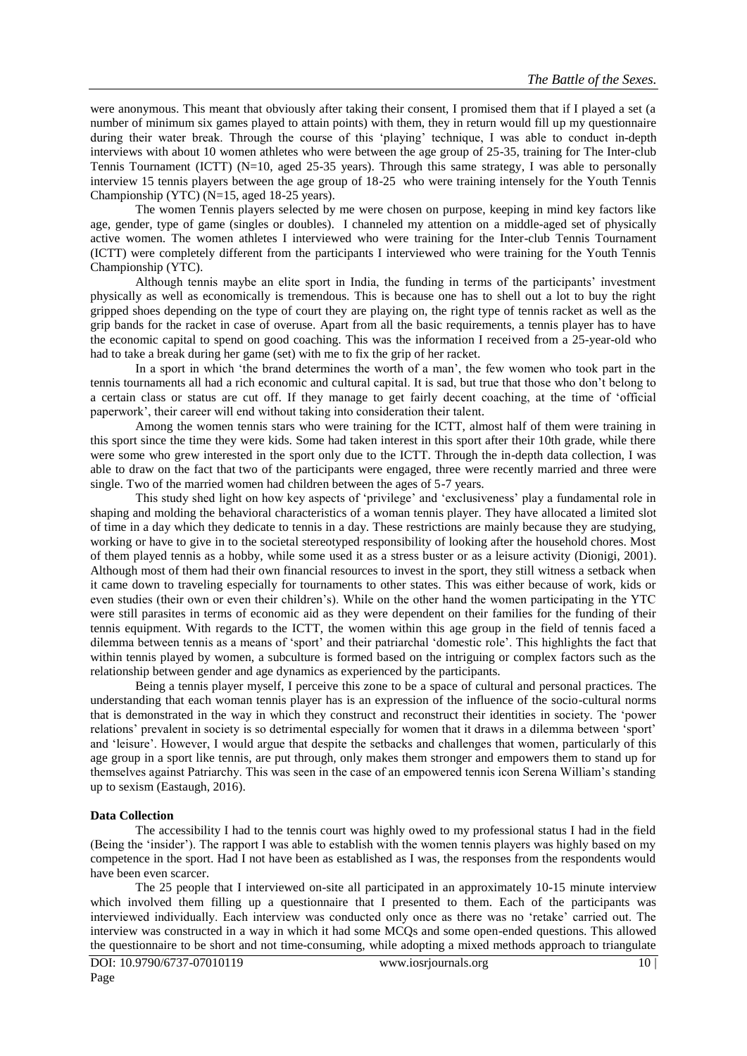were anonymous. This meant that obviously after taking their consent, I promised them that if I played a set (a number of minimum six games played to attain points) with them, they in return would fill up my questionnaire during their water break. Through the course of this 'playing' technique, I was able to conduct in-depth interviews with about 10 women athletes who were between the age group of 25-35, training for The Inter-club Tennis Tournament (ICTT) (N=10, aged 25-35 years). Through this same strategy, I was able to personally interview 15 tennis players between the age group of 18-25 who were training intensely for the Youth Tennis Championship (YTC) (N=15, aged 18-25 years).

The women Tennis players selected by me were chosen on purpose, keeping in mind key factors like age, gender, type of game (singles or doubles). I channeled my attention on a middle-aged set of physically active women. The women athletes I interviewed who were training for the Inter-club Tennis Tournament (ICTT) were completely different from the participants I interviewed who were training for the Youth Tennis Championship (YTC).

Although tennis maybe an elite sport in India, the funding in terms of the participants' investment physically as well as economically is tremendous. This is because one has to shell out a lot to buy the right gripped shoes depending on the type of court they are playing on, the right type of tennis racket as well as the grip bands for the racket in case of overuse. Apart from all the basic requirements, a tennis player has to have the economic capital to spend on good coaching. This was the information I received from a 25-year-old who had to take a break during her game (set) with me to fix the grip of her racket.

In a sport in which 'the brand determines the worth of a man', the few women who took part in the tennis tournaments all had a rich economic and cultural capital. It is sad, but true that those who don't belong to a certain class or status are cut off. If they manage to get fairly decent coaching, at the time of 'official paperwork', their career will end without taking into consideration their talent.

Among the women tennis stars who were training for the ICTT, almost half of them were training in this sport since the time they were kids. Some had taken interest in this sport after their 10th grade, while there were some who grew interested in the sport only due to the ICTT. Through the in-depth data collection, I was able to draw on the fact that two of the participants were engaged, three were recently married and three were single. Two of the married women had children between the ages of 5-7 years.

This study shed light on how key aspects of 'privilege' and 'exclusiveness' play a fundamental role in shaping and molding the behavioral characteristics of a woman tennis player. They have allocated a limited slot of time in a day which they dedicate to tennis in a day. These restrictions are mainly because they are studying, working or have to give in to the societal stereotyped responsibility of looking after the household chores. Most of them played tennis as a hobby, while some used it as a stress buster or as a leisure activity (Dionigi, 2001). Although most of them had their own financial resources to invest in the sport, they still witness a setback when it came down to traveling especially for tournaments to other states. This was either because of work, kids or even studies (their own or even their children's). While on the other hand the women participating in the YTC were still parasites in terms of economic aid as they were dependent on their families for the funding of their tennis equipment. With regards to the ICTT, the women within this age group in the field of tennis faced a dilemma between tennis as a means of 'sport' and their patriarchal 'domestic role'. This highlights the fact that within tennis played by women, a subculture is formed based on the intriguing or complex factors such as the relationship between gender and age dynamics as experienced by the participants.

Being a tennis player myself, I perceive this zone to be a space of cultural and personal practices. The understanding that each woman tennis player has is an expression of the influence of the socio-cultural norms that is demonstrated in the way in which they construct and reconstruct their identities in society. The 'power relations' prevalent in society is so detrimental especially for women that it draws in a dilemma between 'sport' and 'leisure'. However, I would argue that despite the setbacks and challenges that women, particularly of this age group in a sport like tennis, are put through, only makes them stronger and empowers them to stand up for themselves against Patriarchy. This was seen in the case of an empowered tennis icon Serena William's standing up to sexism (Eastaugh, 2016).

**Data Collection**

The accessibility I had to the tennis court was highly owed to my professional status I had in the field (Being the 'insider'). The rapport I was able to establish with the women tennis players was highly based on my competence in the sport. Had I not have been as established as I was, the responses from the respondents would have been even scarcer.

The 25 people that I interviewed on-site all participated in an approximately 10-15 minute interview which involved them filling up a questionnaire that I presented to them. Each of the participants was interviewed individually. Each interview was conducted only once as there was no 'retake' carried out. The interview was constructed in a way in which it had some MCQs and some open-ended questions. This allowed the questionnaire to be short and not time-consuming, while adopting a mixed methods approach to triangulate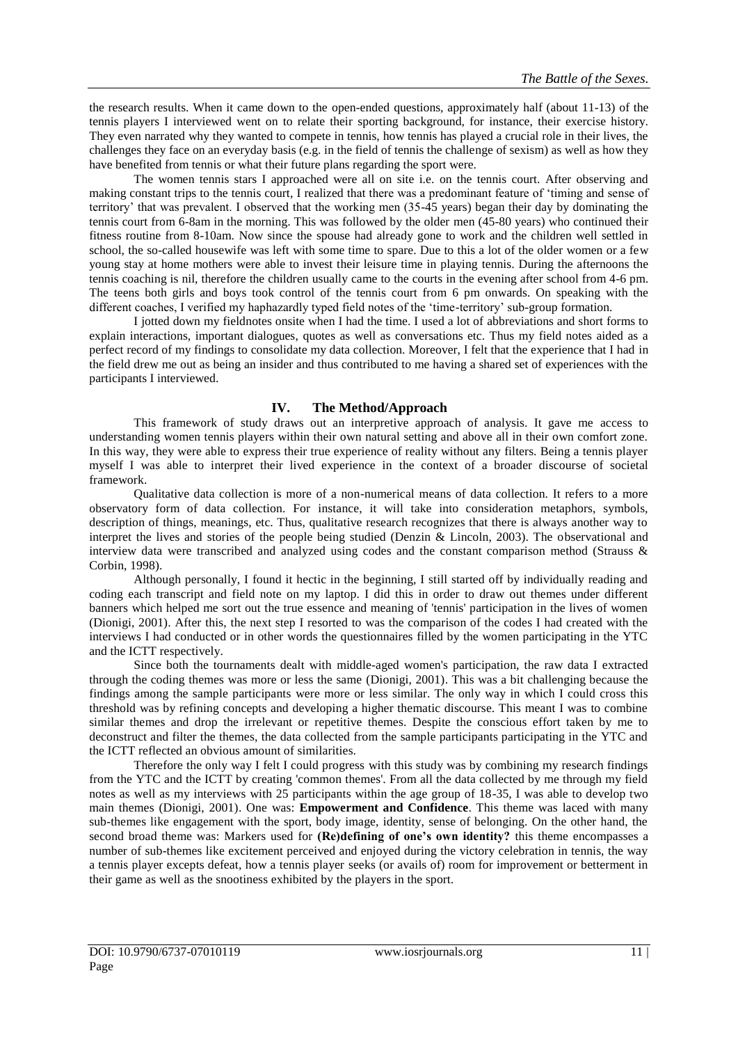the research results. When it came down to the open-ended questions, approximately half (about 11-13) of the tennis players I interviewed went on to relate their sporting background, for instance, their exercise history. They even narrated why they wanted to compete in tennis, how tennis has played a crucial role in their lives, the challenges they face on an everyday basis (e.g. in the field of tennis the challenge of sexism) as well as how they have benefited from tennis or what their future plans regarding the sport were.

The women tennis stars I approached were all on site i.e. on the tennis court. After observing and making constant trips to the tennis court, I realized that there was a predominant feature of 'timing and sense of territory' that was prevalent. I observed that the working men (35-45 years) began their day by dominating the tennis court from 6-8am in the morning. This was followed by the older men (45-80 years) who continued their fitness routine from 8-10am. Now since the spouse had already gone to work and the children well settled in school, the so-called housewife was left with some time to spare. Due to this a lot of the older women or a few young stay at home mothers were able to invest their leisure time in playing tennis. During the afternoons the tennis coaching is nil, therefore the children usually came to the courts in the evening after school from 4-6 pm. The teens both girls and boys took control of the tennis court from 6 pm onwards. On speaking with the different coaches, I verified my haphazardly typed field notes of the 'time-territory' sub-group formation.

I jotted down my fieldnotes onsite when I had the time. I used a lot of abbreviations and short forms to explain interactions, important dialogues, quotes as well as conversations etc. Thus my field notes aided as a perfect record of my findings to consolidate my data collection. Moreover, I felt that the experience that I had in the field drew me out as being an insider and thus contributed to me having a shared set of experiences with the participants I interviewed.

## IV. The Method/Approach

This framework of study draws out an interpretive approach of analysis. It gave me access to understanding women tennis players within their own natural setting and above all in their own comfort zone. In this way, they were able to express their true experience of reality without any filters. Being a tennis player myself I was able to interpret their lived experience in the context of a broader discourse of societal framework.

Qualitative data collection is more of a non-numerical means of data collection. It refers to a more observatory form of data collection. For instance, it will take into consideration metaphors, symbols, description of things, meanings, etc. Thus, qualitative research recognizes that there is always another way to interpret the lives and stories of the people being studied (Denzin & Lincoln, 2003). The observational and interview data were transcribed and analyzed using codes and the constant comparison method (Strauss & Corbin, 1998).

Although personally, I found it hectic in the beginning, I still started off by individually reading and coding each transcript and field note on my laptop. I did this in order to draw out themes under different banners which helped me sort out the true essence and meaning of 'tennis' participation in the lives of women (Dionigi, 2001). After this, the next step I resorted to was the comparison of the codes I had created with the interviews I had conducted or in other words the questionnaires filled by the women participating in the YTC and the ICTT respectively.

Since both the tournaments dealt with middle-aged women's participation, the raw data I extracted through the coding themes was more or less the same (Dionigi, 2001). This was a bit challenging because the findings among the sample participants were more or less similar. The only way in which I could cross this threshold was by refining concepts and developing a higher thematic discourse. This meant I was to combine similar themes and drop the irrelevant or repetitive themes. Despite the conscious effort taken by me to deconstruct and filter the themes, the data collected from the sample participants participating in the YTC and the ICTT reflected an obvious amount of similarities.

Therefore the only way I felt I could progress with this study was by combining my research findings from the YTC and the ICTT by creating 'common themes'. From all the data collected by me through my field notes as well as my interviews with 25 participants within the age group of 18-35, I was able to develop two main themes (Dionigi, 2001). One was: **Empowerment and Confidence**. This theme was laced with many sub-themes like engagement with the sport, body image, identity, sense of belonging. On the other hand, the second broad theme was: Markers used for **(Re)defining of one's own identity?** this theme encompasses a number of sub-themes like excitement perceived and enjoyed during the victory celebration in tennis, the way a tennis player excepts defeat, how a tennis player seeks (or avails of) room for improvement or betterment in their game as well as the snootiness exhibited by the players in the sport.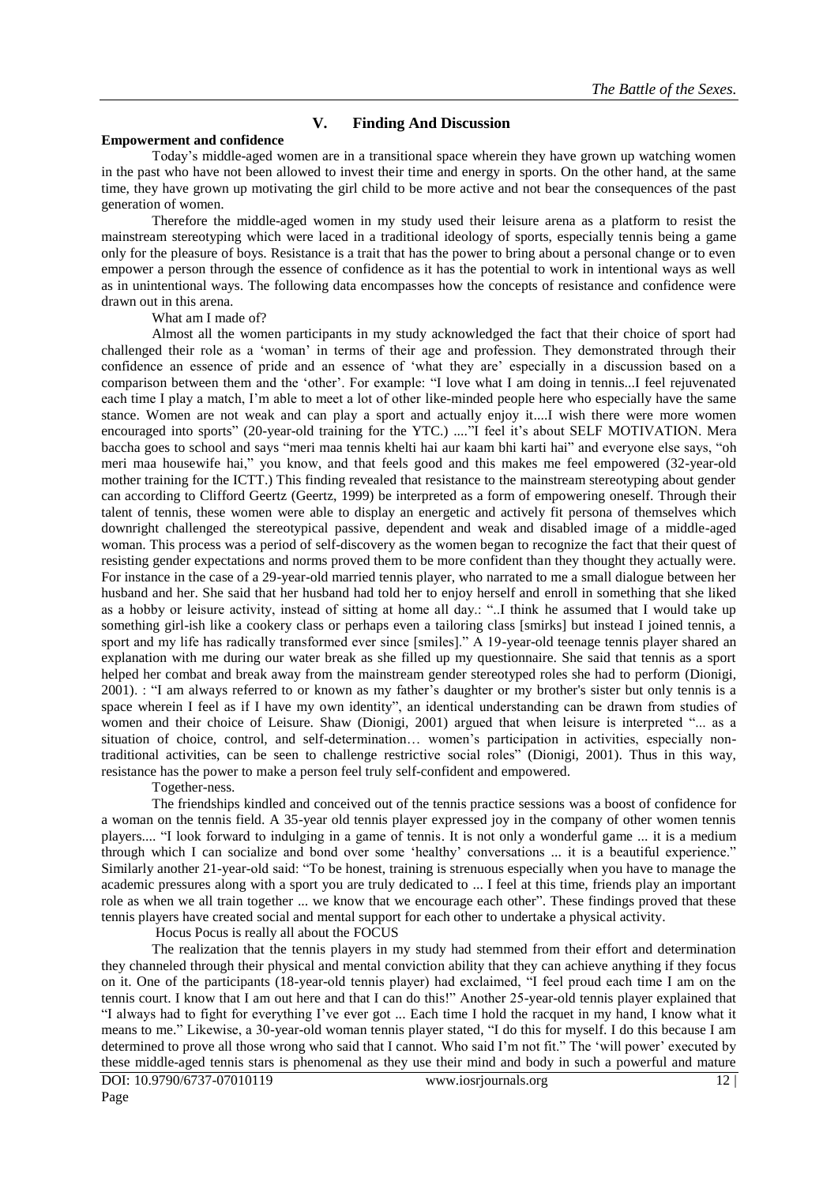## V. Finding And Discussion

**Empowerment and confidence**

Today's middle-aged women are in a transitional space wherein they have grown up watching women in the past who have not been allowed to invest their time and energy in sports. On the other hand, at the same time, they have grown up motivating the girl child to be more active and not bear the consequences of the past generation of women.

Therefore the middle-aged women in my study used their leisure arena as a platform to resist the mainstream stereotyping which were laced in a traditional ideology of sports, especially tennis being a game only for the pleasure of boys. Resistance is a trait that has the power to bring about a personal change or to even empower a person through the essence of confidence as it has the potential to work in intentional ways as well as in unintentional ways. The following data encompasses how the concepts of resistance and confidence were drawn out in this arena.

What am I made of?

Almost all the women participants in my study acknowledged the fact that their choice of sport had challenged their role as a 'woman' in terms of their age and profession. They demonstrated through their confidence an essence of pride and an essence of 'what they are' especially in a discussion based on a comparison between them and the 'other'. For example: "I love what I am doing in tennis...I feel rejuvenated each time I play a match, I'm able to meet a lot of other like-minded people here who especially have the same stance. Women are not weak and can play a sport and actually enjoy it....I wish there were more women encouraged into sports" (20-year-old training for the YTC.) ...."I feel it's about SELF MOTIVATION. Mera baccha goes to school and says "meri maa tennis khelti hai aur kaam bhi karti hai" and everyone else says, "oh meri maa housewife hai," you know, and that feels good and this makes me feel empowered (32-year-old mother training for the ICTT.) This finding revealed that resistance to the mainstream stereotyping about gender can according to Clifford Geertz (Geertz, 1999) be interpreted as a form of empowering oneself. Through their talent of tennis, these women were able to display an energetic and actively fit persona of themselves which downright challenged the stereotypical passive, dependent and weak and disabled image of a middle-aged woman. This process was a period of self-discovery as the women began to recognize the fact that their quest of resisting gender expectations and norms proved them to be more confident than they thought they actually were. For instance in the case of a 29-year-old married tennis player, who narrated to me a small dialogue between her husband and her. She said that her husband had told her to enjoy herself and enroll in something that she liked as a hobby or leisure activity, instead of sitting at home all day.: "..I think he assumed that I would take up something girl-ish like a cookery class or perhaps even a tailoring class [smirks] but instead I joined tennis, a sport and my life has radically transformed ever since [smiles]." A 19-year-old teenage tennis player shared an explanation with me during our water break as she filled up my questionnaire. She said that tennis as a sport helped her combat and break away from the mainstream gender stereotyped roles she had to perform (Dionigi, 2001). : "I am always referred to or known as my father's daughter or my brother's sister but only tennis is a space wherein I feel as if I have my own identity", an identical understanding can be drawn from studies of women and their choice of Leisure. Shaw (Dionigi, 2001) argued that when leisure is interpreted "... as a situation of choice, control, and self-determination… women's participation in activities, especially non-traditional activities, can be seen to challenge restrictive social roles" (Dionigi, 2001). Thus in this way, resistance has the power to make a person feel truly self-confident and empowered.

Together-ness.

The friendships kindled and conceived out of the tennis practice sessions was a boost of confidence for a woman on the tennis field. A 35-year old tennis player expressed joy in the company of other women tennis players.... "I look forward to indulging in a game of tennis. It is not only a wonderful game ... it is a medium through which I can socialize and bond over some 'healthy' conversations ... it is a beautiful experience." Similarly another 21-year-old said: "To be honest, training is strenuous especially when you have to manage the academic pressures along with a sport you are truly dedicated to ... I feel at this time, friends play an important role as when we all train together ... we know that we encourage each other". These findings proved that these tennis players have created social and mental support for each other to undertake a physical activity.

Hocus Pocus is really all about the FOCUS

The realization that the tennis players in my study had stemmed from their effort and determination they channeled through their physical and mental conviction ability that they can achieve anything if they focus on it. One of the participants (18-year-old tennis player) had exclaimed, "I feel proud each time I am on the tennis court. I know that I am out here and that I can do this!" Another 25-year-old tennis player explained that "I always had to fight for everything I've ever got ... Each time I hold the racquet in my hand, I know what it means to me." Likewise, a 30-year-old woman tennis player stated, "I do this for myself. I do this because I am determined to prove all those wrong who said that I cannot. Who said I'm not fit." The 'will power' executed by these middle-aged tennis stars is phenomenal as they use their mind and body in such a powerful and mature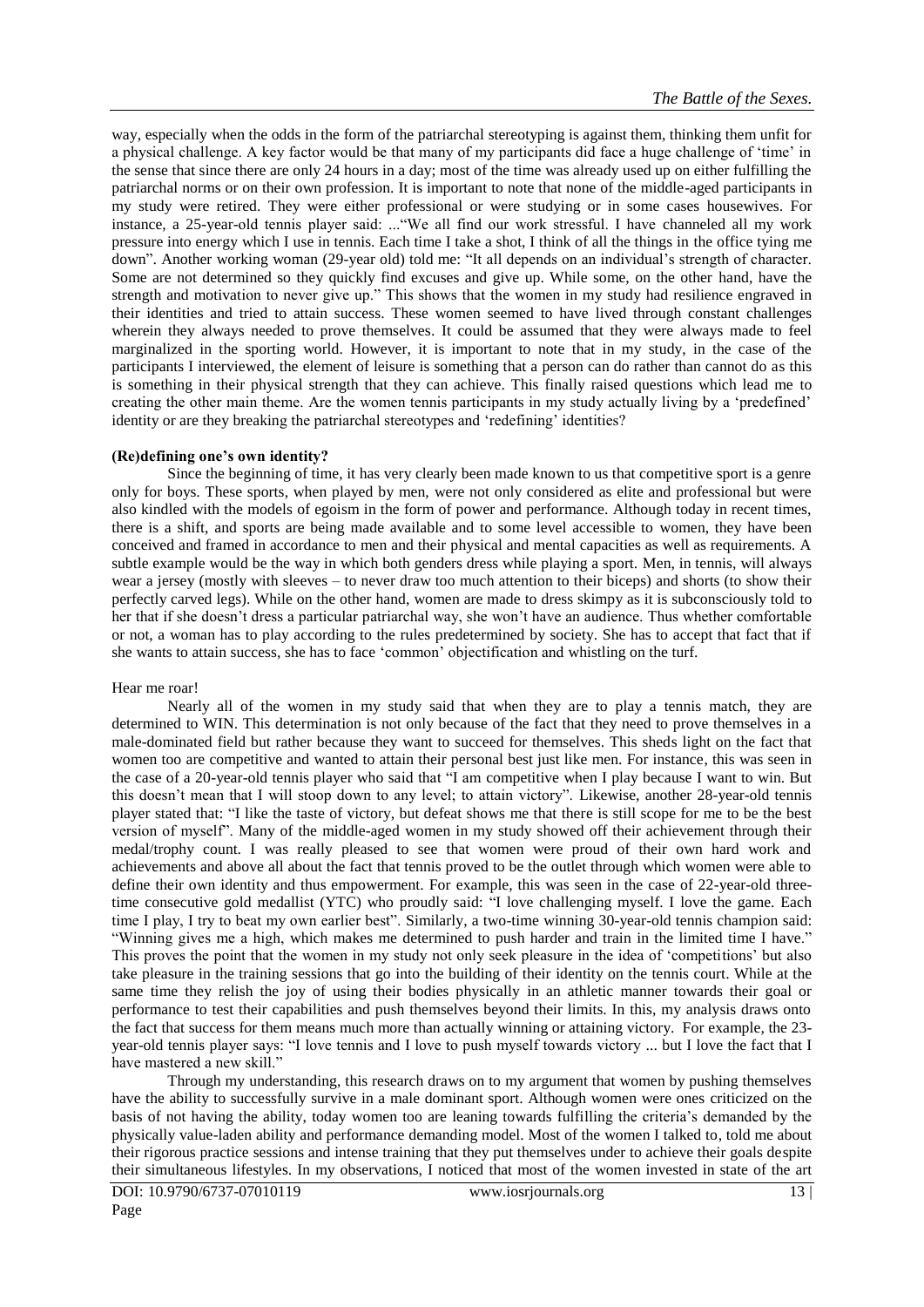way, especially when the odds in the form of the patriarchal stereotyping is against them, thinking them unfit for a physical challenge. A key factor would be that many of my participants did face a huge challenge of 'time' in the sense that since there are only 24 hours in a day; most of the time was already used up on either fulfilling the patriarchal norms or on their own profession. It is important to note that none of the middle-aged participants in my study were retired. They were either professional or were studying or in some cases housewives. For instance, a 25-year-old tennis player said: ..."We all find our work stressful. I have channeled all my work pressure into energy which I use in tennis. Each time I take a shot, I think of all the things in the office tying me down". Another working woman (29-year old) told me: "It all depends on an individual's strength of character. Some are not determined so they quickly find excuses and give up. While some, on the other hand, have the strength and motivation to never give up." This shows that the women in my study had resilience engraved in their identities and tried to attain success. These women seemed to have lived through constant challenges wherein they always needed to prove themselves. It could be assumed that they were always made to feel marginalized in the sporting world. However, it is important to note that in my study, in the case of the participants I interviewed, the element of leisure is something that a person can do rather than cannot do as this is something in their physical strength that they can achieve. This finally raised questions which lead me to creating the other main theme. Are the women tennis participants in my study actually living by a 'predefined' identity or are they breaking the patriarchal stereotypes and 'redefining' identities?

**(Re)defining one's own identity?**

Since the beginning of time, it has very clearly been made known to us that competitive sport is a genre only for boys. These sports, when played by men, were not only considered as elite and professional but were also kindled with the models of egoism in the form of power and performance. Although today in recent times, there is a shift, and sports are being made available and to some level accessible to women, they have been conceived and framed in accordance to men and their physical and mental capacities as well as requirements. A subtle example would be the way in which both genders dress while playing a sport. Men, in tennis, will always wear a jersey (mostly with sleeves – to never draw too much attention to their biceps) and shorts (to show their perfectly carved legs). While on the other hand, women are made to dress skimpy as it is subconsciously told to her that if she doesn't dress a particular patriarchal way, she won't have an audience. Thus whether comfortable or not, a woman has to play according to the rules predetermined by society. She has to accept that fact that if she wants to attain success, she has to face 'common' objectification and whistling on the turf.

Hear me roar!

Nearly all of the women in my study said that when they are to play a tennis match, they are determined to WIN. This determination is not only because of the fact that they need to prove themselves in a male-dominated field but rather because they want to succeed for themselves. This sheds light on the fact that women too are competitive and wanted to attain their personal best just like men. For instance, this was seen in the case of a 20-year-old tennis player who said that "I am competitive when I play because I want to win. But this doesn't mean that I will stoop down to any level; to attain victory". Likewise, another 28-year-old tennis player stated that: "I like the taste of victory, but defeat shows me that there is still scope for me to be the best version of myself". Many of the middle-aged women in my study showed off their achievement through their medal/trophy count. I was really pleased to see that women were proud of their own hard work and achievements and above all about the fact that tennis proved to be the outlet through which women were able to define their own identity and thus empowerment. For example, this was seen in the case of 22-year-old three-time consecutive gold medallist (YTC) who proudly said: "I love challenging myself. I love the game. Each time I play, I try to beat my own earlier best". Similarly, a two-time winning 30-year-old tennis champion said: "Winning gives me a high, which makes me determined to push harder and train in the limited time I have." This proves the point that the women in my study not only seek pleasure in the idea of 'competitions' but also take pleasure in the training sessions that go into the building of their identity on the tennis court. While at the same time they relish the joy of using their bodies physically in an athletic manner towards their goal or performance to test their capabilities and push themselves beyond their limits. In this, my analysis draws onto the fact that success for them means much more than actually winning or attaining victory. For example, the 23-year-old tennis player says: "I love tennis and I love to push myself towards victory ... but I love the fact that I have mastered a new skill."

Through my understanding, this research draws on to my argument that women by pushing themselves have the ability to successfully survive in a male dominant sport. Although women were ones criticized on the basis of not having the ability, today women too are leaning towards fulfilling the criteria's demanded by the physically value-laden ability and performance demanding model. Most of the women I talked to, told me about their rigorous practice sessions and intense training that they put themselves under to achieve their goals despite their simultaneous lifestyles. In my observations, I noticed that most of the women invested in state of the art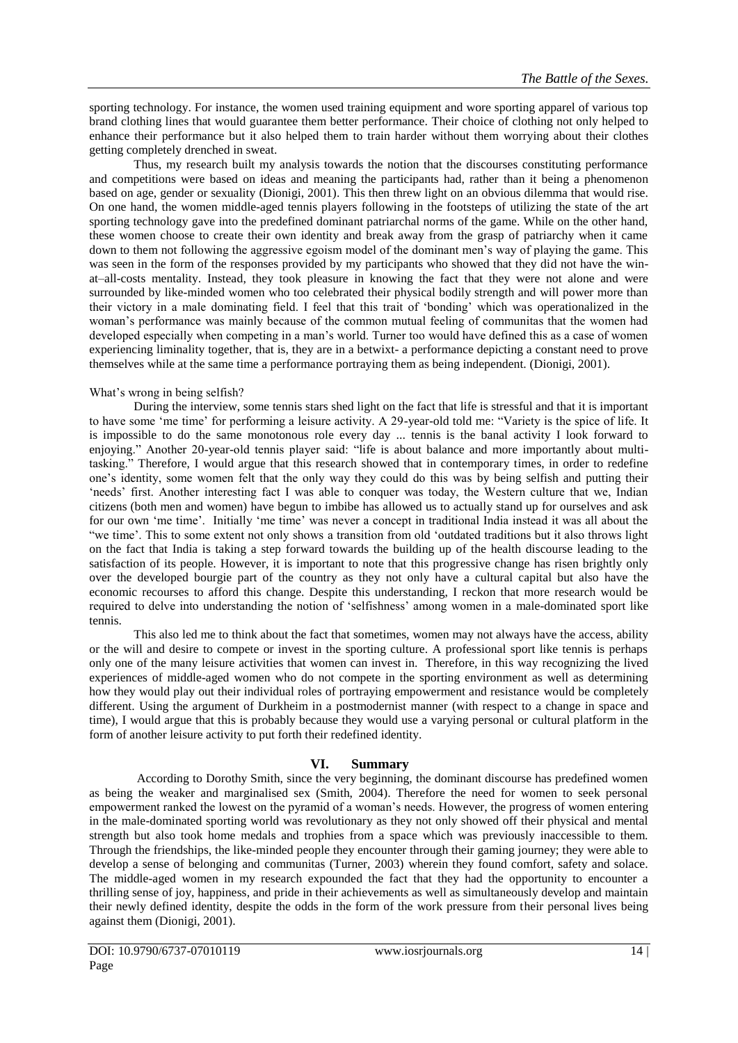sporting technology. For instance, the women used training equipment and wore sporting apparel of various top brand clothing lines that would guarantee them better performance. Their choice of clothing not only helped to enhance their performance but it also helped them to train harder without them worrying about their clothes getting completely drenched in sweat.

Thus, my research built my analysis towards the notion that the discourses constituting performance and competitions were based on ideas and meaning the participants had, rather than it being a phenomenon based on age, gender or sexuality (Dionigi, 2001). This then threw light on an obvious dilemma that would rise. On one hand, the women middle-aged tennis players following in the footsteps of utilizing the state of the art sporting technology gave into the predefined dominant patriarchal norms of the game. While on the other hand, these women choose to create their own identity and break away from the grasp of patriarchy when it came down to them not following the aggressive egoism model of the dominant men's way of playing the game. This was seen in the form of the responses provided by my participants who showed that they did not have the win-at–all-costs mentality. Instead, they took pleasure in knowing the fact that they were not alone and were surrounded by like-minded women who too celebrated their physical bodily strength and will power more than their victory in a male dominating field. I feel that this trait of 'bonding' which was operationalized in the woman's performance was mainly because of the common mutual feeling of communitas that the women had developed especially when competing in a man's world. Turner too would have defined this as a case of women experiencing liminality together, that is, they are in a betwixt- a performance depicting a constant need to prove themselves while at the same time a performance portraying them as being independent. (Dionigi, 2001).

What's wrong in being selfish?

During the interview, some tennis stars shed light on the fact that life is stressful and that it is important to have some 'me time' for performing a leisure activity. A 29-year-old told me: "Variety is the spice of life. It is impossible to do the same monotonous role every day ... tennis is the banal activity I look forward to enjoying." Another 20-year-old tennis player said: "life is about balance and more importantly about multi-tasking." Therefore, I would argue that this research showed that in contemporary times, in order to redefine one's identity, some women felt that the only way they could do this was by being selfish and putting their 'needs' first. Another interesting fact I was able to conquer was today, the Western culture that we, Indian citizens (both men and women) have begun to imbibe has allowed us to actually stand up for ourselves and ask for our own 'me time'. Initially 'me time' was never a concept in traditional India instead it was all about the "we time'. This to some extent not only shows a transition from old 'outdated traditions but it also throws light on the fact that India is taking a step forward towards the building up of the health discourse leading to the satisfaction of its people. However, it is important to note that this progressive change has risen brightly only over the developed bourgie part of the country as they not only have a cultural capital but also have the economic recourses to afford this change. Despite this understanding, I reckon that more research would be required to delve into understanding the notion of 'selfishness' among women in a male-dominated sport like tennis.

This also led me to think about the fact that sometimes, women may not always have the access, ability or the will and desire to compete or invest in the sporting culture. A professional sport like tennis is perhaps only one of the many leisure activities that women can invest in. Therefore, in this way recognizing the lived experiences of middle-aged women who do not compete in the sporting environment as well as determining how they would play out their individual roles of portraying empowerment and resistance would be completely different. Using the argument of Durkheim in a postmodernist manner (with respect to a change in space and time), I would argue that this is probably because they would use a varying personal or cultural platform in the form of another leisure activity to put forth their redefined identity.

## VI. Summary

According to Dorothy Smith, since the very beginning, the dominant discourse has predefined women as being the weaker and marginalised sex (Smith, 2004). Therefore the need for women to seek personal empowerment ranked the lowest on the pyramid of a woman's needs. However, the progress of women entering in the male-dominated sporting world was revolutionary as they not only showed off their physical and mental strength but also took home medals and trophies from a space which was previously inaccessible to them. Through the friendships, the like-minded people they encounter through their gaming journey; they were able to develop a sense of belonging and communitas (Turner, 2003) wherein they found comfort, safety and solace. The middle-aged women in my research expounded the fact that they had the opportunity to encounter a thrilling sense of joy, happiness, and pride in their achievements as well as simultaneously develop and maintain their newly defined identity, despite the odds in the form of the work pressure from their personal lives being against them (Dionigi, 2001).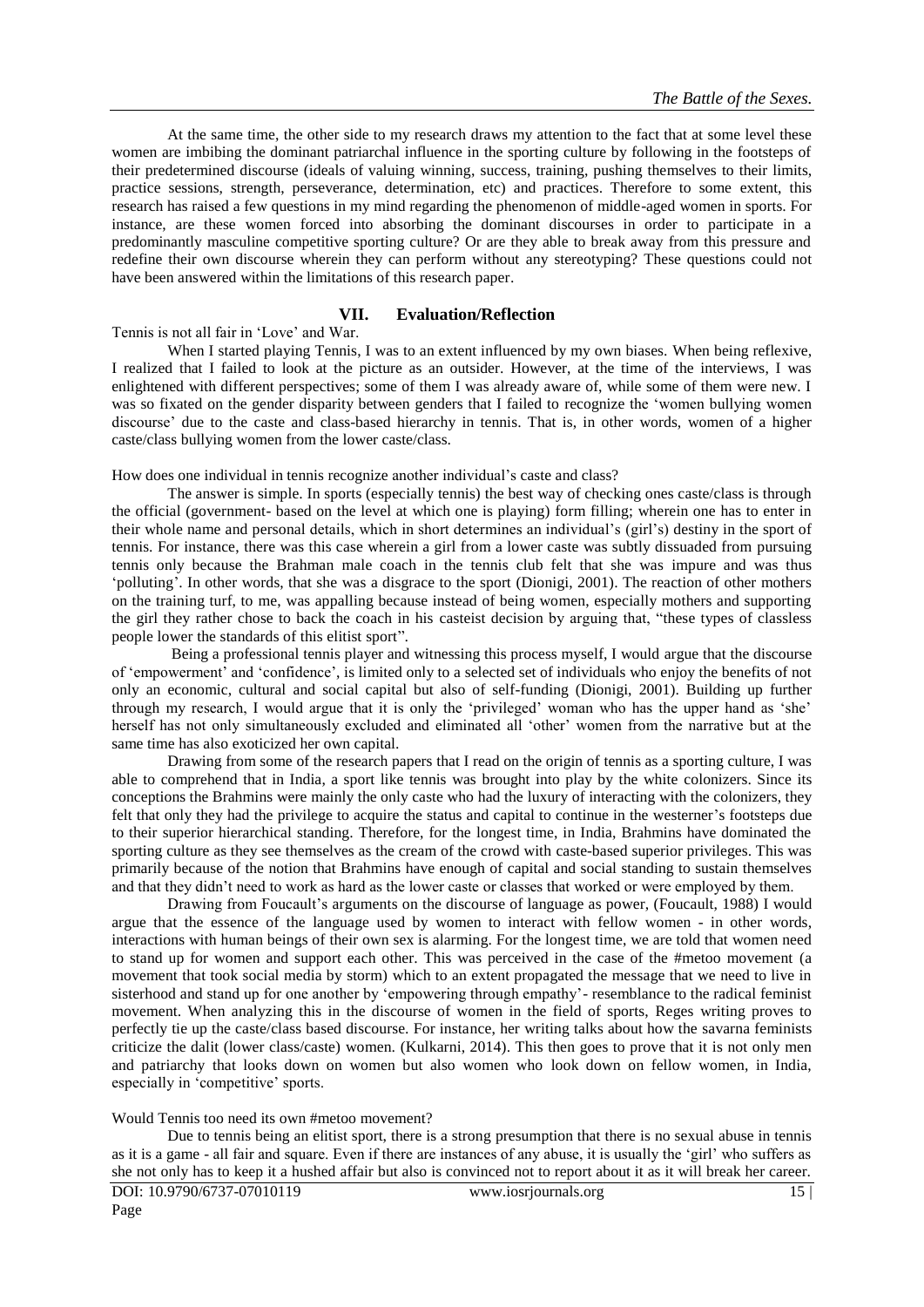At the same time, the other side to my research draws my attention to the fact that at some level these women are imbibing the dominant patriarchal influence in the sporting culture by following in the footsteps of their predetermined discourse (ideals of valuing winning, success, training, pushing themselves to their limits, practice sessions, strength, perseverance, determination, etc) and practices. Therefore to some extent, this research has raised a few questions in my mind regarding the phenomenon of middle-aged women in sports. For instance, are these women forced into absorbing the dominant discourses in order to participate in a predominantly masculine competitive sporting culture? Or are they able to break away from this pressure and redefine their own discourse wherein they can perform without any stereotyping? These questions could not have been answered within the limitations of this research paper.

## VII. Evaluation/Reflection

Tennis is not all fair in 'Love' and War.

When I started playing Tennis, I was to an extent influenced by my own biases. When being reflexive, I realized that I failed to look at the picture as an outsider. However, at the time of the interviews, I was enlightened with different perspectives; some of them I was already aware of, while some of them were new. I was so fixated on the gender disparity between genders that I failed to recognize the 'women bullying women discourse' due to the caste and class-based hierarchy in tennis. That is, in other words, women of a higher caste/class bullying women from the lower caste/class.

How does one individual in tennis recognize another individual's caste and class?

The answer is simple. In sports (especially tennis) the best way of checking ones caste/class is through the official (government- based on the level at which one is playing) form filling; wherein one has to enter in their whole name and personal details, which in short determines an individual's (girl's) destiny in the sport of tennis. For instance, there was this case wherein a girl from a lower caste was subtly dissuaded from pursuing tennis only because the Brahman male coach in the tennis club felt that she was impure and was thus 'polluting'. In other words, that she was a disgrace to the sport (Dionigi, 2001). The reaction of other mothers on the training turf, to me, was appalling because instead of being women, especially mothers and supporting the girl they rather chose to back the coach in his casteist decision by arguing that, "these types of classless people lower the standards of this elitist sport".

Being a professional tennis player and witnessing this process myself, I would argue that the discourse of 'empowerment' and 'confidence', is limited only to a selected set of individuals who enjoy the benefits of not only an economic, cultural and social capital but also of self-funding (Dionigi, 2001). Building up further through my research, I would argue that it is only the 'privileged' woman who has the upper hand as 'she' herself has not only simultaneously excluded and eliminated all 'other' women from the narrative but at the same time has also exoticized her own capital.

Drawing from some of the research papers that I read on the origin of tennis as a sporting culture, I was able to comprehend that in India, a sport like tennis was brought into play by the white colonizers. Since its conceptions the Brahmins were mainly the only caste who had the luxury of interacting with the colonizers, they felt that only they had the privilege to acquire the status and capital to continue in the westerner's footsteps due to their superior hierarchical standing. Therefore, for the longest time, in India, Brahmins have dominated the sporting culture as they see themselves as the cream of the crowd with caste-based superior privileges. This was primarily because of the notion that Brahmins have enough of capital and social standing to sustain themselves and that they didn't need to work as hard as the lower caste or classes that worked or were employed by them.

Drawing from Foucault's arguments on the discourse of language as power, (Foucault, 1988) I would argue that the essence of the language used by women to interact with fellow women - in other words, interactions with human beings of their own sex is alarming. For the longest time, we are told that women need to stand up for women and support each other. This was perceived in the case of the #metoo movement (a movement that took social media by storm) which to an extent propagated the message that we need to live in sisterhood and stand up for one another by 'empowering through empathy'- resemblance to the radical feminist movement. When analyzing this in the discourse of women in the field of sports, Reges writing proves to perfectly tie up the caste/class based discourse. For instance, her writing talks about how the savarna feminists criticize the dalit (lower class/caste) women. (Kulkarni, 2014). This then goes to prove that it is not only men and patriarchy that looks down on women but also women who look down on fellow women, in India, especially in 'competitive' sports.

Would Tennis too need its own #metoo movement?

Due to tennis being an elitist sport, there is a strong presumption that there is no sexual abuse in tennis as it is a game - all fair and square. Even if there are instances of any abuse, it is usually the 'girl' who suffers as she not only has to keep it a hushed affair but also is convinced not to report about it as it will break her career.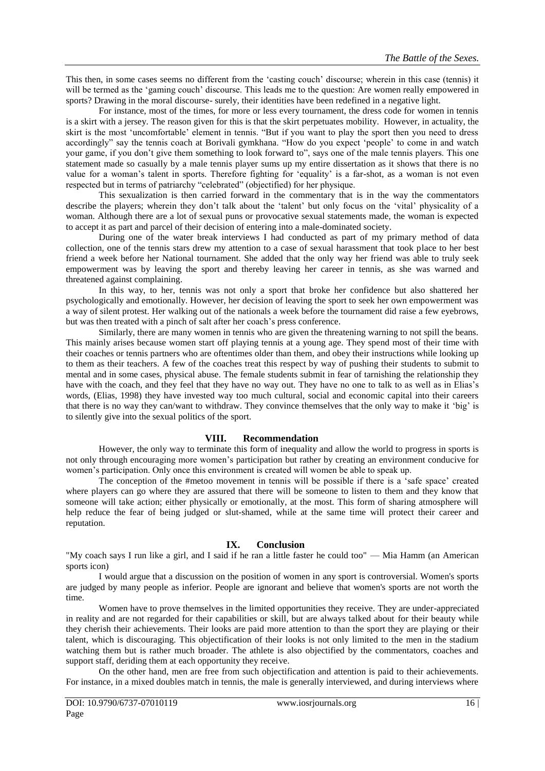This then, in some cases seems no different from the 'casting couch' discourse; wherein in this case (tennis) it will be termed as the 'gaming couch' discourse. This leads me to the question: Are women really empowered in sports? Drawing in the moral discourse- surely, their identities have been redefined in a negative light.

For instance, most of the times, for more or less every tournament, the dress code for women in tennis is a skirt with a jersey. The reason given for this is that the skirt perpetuates mobility. However, in actuality, the skirt is the most 'uncomfortable' element in tennis. "But if you want to play the sport then you need to dress accordingly" say the tennis coach at Borivali gymkhana. "How do you expect 'people' to come in and watch your game, if you don't give them something to look forward to", says one of the male tennis players. This one statement made so casually by a male tennis player sums up my entire dissertation as it shows that there is no value for a woman's talent in sports. Therefore fighting for 'equality' is a far-shot, as a woman is not even respected but in terms of patriarchy "celebrated" (objectified) for her physique.

This sexualization is then carried forward in the commentary that is in the way the commentators describe the players; wherein they don't talk about the 'talent' but only focus on the 'vital' physicality of a woman. Although there are a lot of sexual puns or provocative sexual statements made, the woman is expected to accept it as part and parcel of their decision of entering into a male-dominated society.

During one of the water break interviews I had conducted as part of my primary method of data collection, one of the tennis stars drew my attention to a case of sexual harassment that took place to her best friend a week before her National tournament. She added that the only way her friend was able to truly seek empowerment was by leaving the sport and thereby leaving her career in tennis, as she was warned and threatened against complaining.

In this way, to her, tennis was not only a sport that broke her confidence but also shattered her psychologically and emotionally. However, her decision of leaving the sport to seek her own empowerment was a way of silent protest. Her walking out of the nationals a week before the tournament did raise a few eyebrows, but was then treated with a pinch of salt after her coach's press conference.

Similarly, there are many women in tennis who are given the threatening warning to not spill the beans. This mainly arises because women start off playing tennis at a young age. They spend most of their time with their coaches or tennis partners who are oftentimes older than them, and obey their instructions while looking up to them as their teachers. A few of the coaches treat this respect by way of pushing their students to submit to mental and in some cases, physical abuse. The female students submit in fear of tarnishing the relationship they have with the coach, and they feel that they have no way out. They have no one to talk to as well as in Elias's words, (Elias, 1998) they have invested way too much cultural, social and economic capital into their careers that there is no way they can/want to withdraw. They convince themselves that the only way to make it 'big' is to silently give into the sexual politics of the sport.

## VIII. Recommendation

However, the only way to terminate this form of inequality and allow the world to progress in sports is not only through encouraging more women's participation but rather by creating an environment conducive for women's participation. Only once this environment is created will women be able to speak up.

The conception of the #metoo movement in tennis will be possible if there is a 'safe space' created where players can go where they are assured that there will be someone to listen to them and they know that someone will take action; either physically or emotionally, at the most. This form of sharing atmosphere will help reduce the fear of being judged or slut-shamed, while at the same time will protect their career and reputation.

## IX. Conclusion

"My coach says I run like a girl, and I said if he ran a little faster he could too" — Mia Hamm (an American sports icon)

I would argue that a discussion on the position of women in any sport is controversial. Women's sports are judged by many people as inferior. People are ignorant and believe that women's sports are not worth the time.

Women have to prove themselves in the limited opportunities they receive. They are under-appreciated in reality and are not regarded for their capabilities or skill, but are always talked about for their beauty while they cherish their achievements. Their looks are paid more attention to than the sport they are playing or their talent, which is discouraging. This objectification of their looks is not only limited to the men in the stadium watching them but is rather much broader. The athlete is also objectified by the commentators, coaches and support staff, deriding them at each opportunity they receive.

On the other hand, men are free from such objectification and attention is paid to their achievements. For instance, in a mixed doubles match in tennis, the male is generally interviewed, and during interviews where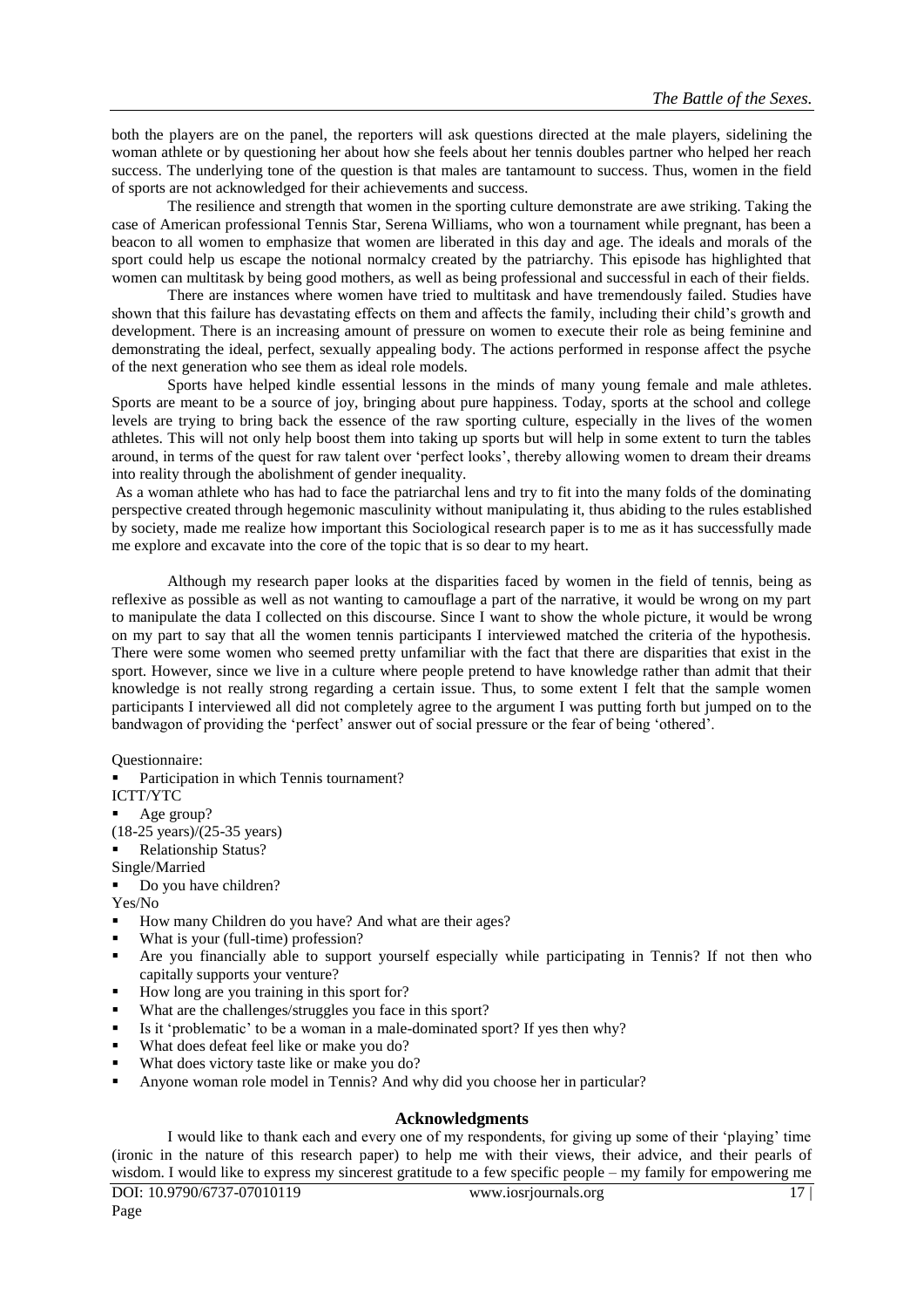both the players are on the panel, the reporters will ask questions directed at the male players, sidelining the woman athlete or by questioning her about how she feels about her tennis doubles partner who helped her reach success. The underlying tone of the question is that males are tantamount to success. Thus, women in the field of sports are not acknowledged for their achievements and success.

The resilience and strength that women in the sporting culture demonstrate are awe striking. Taking the case of American professional Tennis Star, Serena Williams, who won a tournament while pregnant, has been a beacon to all women to emphasize that women are liberated in this day and age. The ideals and morals of the sport could help us escape the notional normalcy created by the patriarchy. This episode has highlighted that women can multitask by being good mothers, as well as being professional and successful in each of their fields.

There are instances where women have tried to multitask and have tremendously failed. Studies have shown that this failure has devastating effects on them and affects the family, including their child's growth and development. There is an increasing amount of pressure on women to execute their role as being feminine and demonstrating the ideal, perfect, sexually appealing body. The actions performed in response affect the psyche of the next generation who see them as ideal role models.

Sports have helped kindle essential lessons in the minds of many young female and male athletes. Sports are meant to be a source of joy, bringing about pure happiness. Today, sports at the school and college levels are trying to bring back the essence of the raw sporting culture, especially in the lives of the women athletes. This will not only help boost them into taking up sports but will help in some extent to turn the tables around, in terms of the quest for raw talent over 'perfect looks', thereby allowing women to dream their dreams into reality through the abolishment of gender inequality.

As a woman athlete who has had to face the patriarchal lens and try to fit into the many folds of the dominating perspective created through hegemonic masculinity without manipulating it, thus abiding to the rules established by society, made me realize how important this Sociological research paper is to me as it has successfully made me explore and excavate into the core of the topic that is so dear to my heart.

Although my research paper looks at the disparities faced by women in the field of tennis, being as reflexive as possible as well as not wanting to camouflage a part of the narrative, it would be wrong on my part to manipulate the data I collected on this discourse. Since I want to show the whole picture, it would be wrong on my part to say that all the women tennis participants I interviewed matched the criteria of the hypothesis. There were some women who seemed pretty unfamiliar with the fact that there are disparities that exist in the sport. However, since we live in a culture where people pretend to have knowledge rather than admit that their knowledge is not really strong regarding a certain issue. Thus, to some extent I felt that the sample women participants I interviewed all did not completely agree to the argument I was putting forth but jumped on to the bandwagon of providing the 'perfect' answer out of social pressure or the fear of being 'othered'.

Questionnaire:

- Participation in which Tennis tournament?

ICTT/YTC

- Age group?

(18-25 years)/(25-35 years)

- Relationship Status?

Single/Married

- Do you have children?

Yes/No

- How many Children do you have? And what are their ages?
- What is your (full-time) profession?
- Are you financially able to support yourself especially while participating in Tennis? If not then who capitally supports your venture?
- How long are you training in this sport for?
- What are the challenges/struggles you face in this sport?
- Is it 'problematic' to be a woman in a male-dominated sport? If yes then why?
- What does defeat feel like or make you do?
- What does victory taste like or make you do?
- Anyone woman role model in Tennis? And why did you choose her in particular?

## Acknowledgments

I would like to thank each and every one of my respondents, for giving up some of their 'playing' time (ironic in the nature of this research paper) to help me with their views, their advice, and their pearls of wisdom. I would like to express my sincerest gratitude to a few specific people – my family for empowering me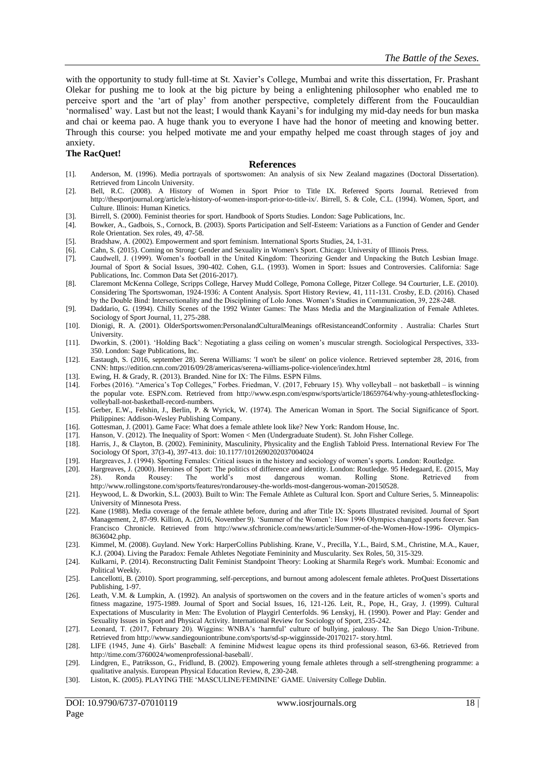with the opportunity to study full-time at St. Xavier's College, Mumbai and write this dissertation, Fr. Prashant Olekar for pushing me to look at the big picture by being a enlightening philosopher who enabled me to perceive sport and the 'art of play' from another perspective, completely different from the Foucauldian 'normalised' way. Last but not the least; I would thank Kayani's for indulging my mid-day needs for bun maska and chai or keema pao. A huge thank you to everyone I have had the honor of meeting and knowing better. Through this course: you helped motivate me and your empathy helped me coast through stages of joy and anxiety.

**The RacQuet!**

## References

[1]. Anderson, M. (1996). Media portrayals of sportswomen: An analysis of six New Zealand magazines (Doctoral Dissertation). Retrieved from Lincoln University.

[2]. Bell, R.C. (2008). A History of Women in Sport Prior to Title IX. Refereed Sports Journal. Retrieved from http://thesportjournal.org/article/a-history-of-women-insport-prior-to-title-ix/. Birrell, S. & Cole, C.L. (1994). Women, Sport, and Culture. Illinois: Human Kinetics.

[3]. Birrell, S. (2000). Feminist theories for sport. Handbook of Sports Studies. London: Sage Publications, Inc.

[4]. Bowker, A., Gadbois, S., Cornock, B. (2003). Sports Participation and Self-Esteem: Variations as a Function of Gender and Gender Role Orientation. Sex roles, 49, 47-58.

[5]. Bradshaw, A. (2002). Empowerment and sport feminism. International Sports Studies, 24, 1-31.

[6]. Cahn, S. (2015). Coming on Strong: Gender and Sexuality in Women's Sport. Chicago: University of Illinois Press.

[7]. Caudwell, J. (1999). Women's football in the United Kingdom: Theorizing Gender and Unpacking the Butch Lesbian Image. Journal of Sport & Social Issues, 390-402. Cohen, G.L. (1993). Women in Sport: Issues and Controversies. California: Sage Publications, Inc. Common Data Set (2016-2017).

[8]. Claremont McKenna College, Scripps College, Harvey Mudd College, Pomona College, Pitzer College. 94 Courturier, L.E. (2010). Considering The Sportswoman, 1924-1936: A Content Analysis. Sport History Review, 41, 111-131. Crosby, E.D. (2016). Chased by the Double Bind: Intersectionality and the Disciplining of Lolo Jones. Women's Studies in Communication, 39, 228-248.

[9]. Daddario, G. (1994). Chilly Scenes of the 1992 Winter Games: The Mass Media and the Marginalization of Female Athletes. Sociology of Sport Journal, 11, 275-288.

[10]. Dionigi, R. A. (2001). OlderSportswomen:PersonalandCulturalMeanings ofResistanceandConformity . Australia: Charles Sturt University.

[11]. Dworkin, S. (2001). 'Holding Back': Negotiating a glass ceiling on women's muscular strength. Sociological Perspectives, 333-350. London: Sage Publications, Inc.

[12]. Eastaugh, S. (2016, september 28). Serena Williams: 'I won't be silent' on police violence. Retrieved september 28, 2016, from CNN: https://edition.cnn.com/2016/09/28/americas/serena-williams-police-violence/index.html

[13]. Ewing, H. & Grady, R. (2013). Branded. Nine for IX: The Films. ESPN Films.

[14]. Forbes (2016). "America's Top Colleges," Forbes. Friedman, V. (2017, February 15). Why volleyball – not basketball – is winning the popular vote. ESPN.com. Retrieved from http://www.espn.com/espnw/sports/article/18659764/why-young-athletesflocking-volleyball-not-basketball-record-numbers.

[15]. Gerber, E.W., Felshin, J., Berlin, P. & Wyrick, W. (1974). The American Woman in Sport. The Social Significance of Sport. Philippines: Addison-Wesley Publishing Company.

[16]. Gottesman, J. (2001). Game Face: What does a female athlete look like? New York: Random House, Inc.

[17]. Hanson, V. (2012). The Inequality of Sport: Women < Men (Undergraduate Student). St. John Fisher College.

[18]. Harris, J., & Clayton, B. (2002). Femininity, Masculinity, Physicality and the English Tabloid Press. International Review For The Sociology Of Sport, 37(3-4), 397-413. doi: 10.1177/1012690202037004024

[19]. Hargreaves, J. (1994). Sporting Females: Critical issues in the history and sociology of women's sports. London: Routledge.

[20]. Hargreaves, J. (2000). Heroines of Sport: The politics of difference and identity. London: Routledge. 95 Hedegaard, E. (2015, May 28). Ronda Rousey: The world's most dangerous woman. Rolling Stone. Retrieved from http://www.rollingstone.com/sports/features/rondarousey-the-worlds-most-dangerous-woman-20150528.

[21]. Heywood, L. & Dworkin, S.L. (2003). Built to Win: The Female Athlete as Cultural Icon. Sport and Culture Series, 5. Minneapolis: University of Minnesota Press.

[22]. Kane (1988). Media coverage of the female athlete before, during and after Title IX: Sports Illustrated revisited. Journal of Sport Management, 2, 87-99. Killion, A. (2016, November 9). 'Summer of the Women': How 1996 Olympics changed sports forever. San Francisco Chronicle. Retrieved from http://www.sfchronicle.com/news/article/Summer-of-the-Women-How-1996- Olympics-8636042.php.

[23]. Kimmel, M. (2008). Guyland. New York: HarperCollins Publishing. Krane, V., Precilla, Y.L., Baird, S.M., Christine, M.A., Kauer, K.J. (2004). Living the Paradox: Female Athletes Negotiate Femininity and Muscularity. Sex Roles, 50, 315-329.

[24]. Kulkarni, P. (2014). Reconstructing Dalit Feminist Standpoint Theory: Looking at Sharmila Rege's work. Mumbai: Economic and Political Weekly.

[25]. Lancellotti, B. (2010). Sport programming, self-perceptions, and burnout among adolescent female athletes. ProQuest Dissertations Publishing, 1-97.

[26]. Leath, V.M. & Lumpkin, A. (1992). An analysis of sportswomen on the covers and in the feature articles of women's sports and fitness magazine, 1975-1989. Journal of Sport and Social Issues, 16, 121-126. Leit, R., Pope, H., Gray, J. (1999). Cultural Expectations of Muscularity in Men: The Evolution of Playgirl Centerfolds. 96 Lenskyj, H. (1990). Power and Play: Gender and Sexuality Issues in Sport and Physical Activity. International Review for Sociology of Sport, 235-242.

[27]. Leonard, T. (2017, February 20). Wiggins: WNBA's 'harmful' culture of bullying, jealousy. The San Diego Union-Tribune. Retrieved from http://www.sandiegouniontribune.com/sports/sd-sp-wigginsside-20170217- story.html.

[28]. LIFE (1945, June 4). Girls' Baseball: A feminine Midwest league opens its third professional season, 63-66. Retrieved from http://time.com/3760024/womenprofessional-baseball/.

[29]. Lindgren, E., Patriksson, G., Fridlund, B. (2002). Empowering young female athletes through a self-strengthening programme: a qualitative analysis. European Physical Education Review, 8, 230-248.

[30]. Liston, K. (2005). PLAYING THE 'MASCULINE/FEMININE' GAME. University College Dublin.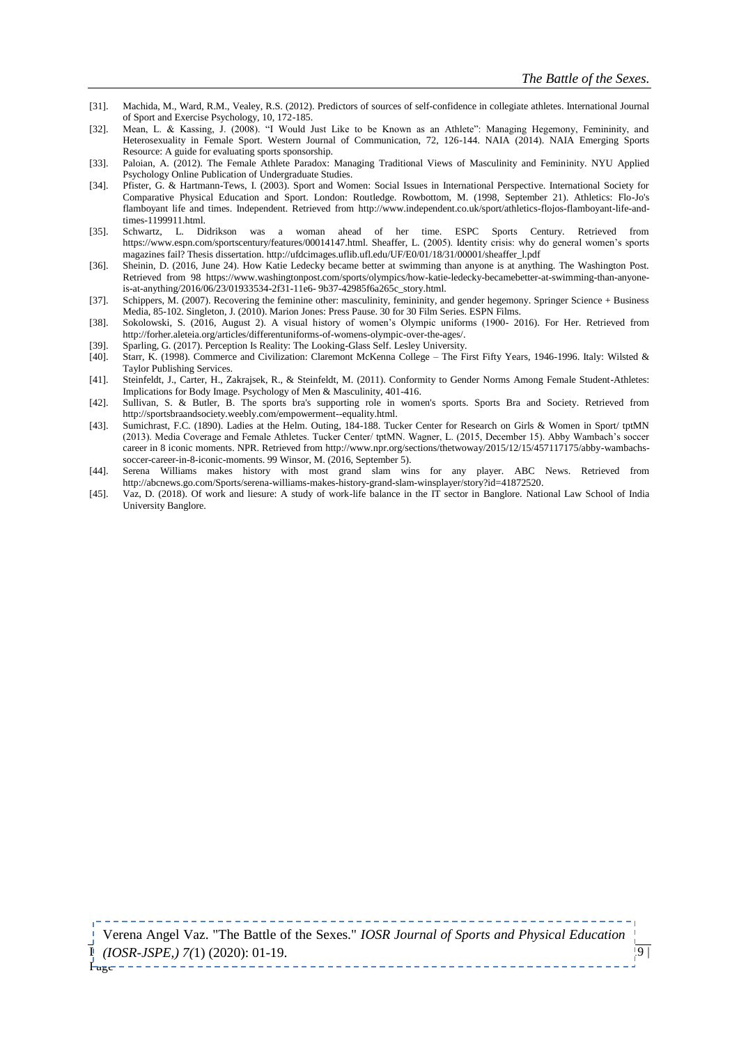[31]. Machida, M., Ward, R.M., Vealey, R.S. (2012). Predictors of sources of self-confidence in collegiate athletes. International Journal of Sport and Exercise Psychology, 10, 172-185.

[32]. Mean, L. & Kassing, J. (2008). "I Would Just Like to be Known as an Athlete": Managing Hegemony, Femininity, and Heterosexuality in Female Sport. Western Journal of Communication, 72, 126-144. NAIA (2014). NAIA Emerging Sports Resource: A guide for evaluating sports sponsorship.

[33]. Paloian, A. (2012). The Female Athlete Paradox: Managing Traditional Views of Masculinity and Femininity. NYU Applied Psychology Online Publication of Undergraduate Studies.

[34]. Pfister, G. & Hartmann-Tews, I. (2003). Sport and Women: Social Issues in International Perspective. International Society for Comparative Physical Education and Sport. London: Routledge. Rowbottom, M. (1998, September 21). Athletics: Flo-Jo's flamboyant life and times. Independent. Retrieved from http://www.independent.co.uk/sport/athletics-flojos-flamboyant-life-and-times-1199911.html.

[35]. Schwartz, L. Didrikson was a woman ahead of her time. ESPC Sports Century. Retrieved from https://www.espn.com/sportscentury/features/00014147.html. Sheaffer, L. (2005). Identity crisis: why do general women's sports magazines fail? Thesis dissertation. http://ufdcimages.uflib.ufl.edu/UF/E0/01/18/31/00001/sheaffer_l.pdf

[36]. Sheinin, D. (2016, June 24). How Katie Ledecky became better at swimming than anyone is at anything. The Washington Post. Retrieved from 98 https://www.washingtonpost.com/sports/olympics/how-katie-ledecky-becamebetter-at-swimming-than-anyone-is-at-anything/2016/06/23/01933534-2f31-11e6- 9b37-42985f6a265c_story.html.

[37]. Schippers, M. (2007). Recovering the feminine other: masculinity, femininity, and gender hegemony. Springer Science + Business Media, 85-102. Singleton, J. (2010). Marion Jones: Press Pause. 30 for 30 Film Series. ESPN Films.

[38]. Sokolowski, S. (2016, August 2). A visual history of women's Olympic uniforms (1900- 2016). For Her. Retrieved from http://forher.aleteia.org/articles/differentuniforms-of-womens-olympic-over-the-ages/.

[39]. Sparling, G. (2017). Perception Is Reality: The Looking-Glass Self. Lesley University.

[40]. Starr, K. (1998). Commerce and Civilization: Claremont McKenna College – The First Fifty Years, 1946-1996. Italy: Wilsted & Taylor Publishing Services.

[41]. Steinfeldt, J., Carter, H., Zakrajsek, R., & Steinfeldt, M. (2011). Conformity to Gender Norms Among Female Student-Athletes: Implications for Body Image. Psychology of Men & Masculinity, 401-416.

[42]. Sullivan, S. & Butler, B. The sports bra's supporting role in women's sports. Sports Bra and Society. Retrieved from http://sportsbraandsociety.weebly.com/empowerment--equality.html.

[43]. Sumichrast, F.C. (1890). Ladies at the Helm. Outing, 184-188. Tucker Center for Research on Girls & Women in Sport/ tptMN (2013). Media Coverage and Female Athletes. Tucker Center/ tptMN. Wagner, L. (2015, December 15). Abby Wambach's soccer career in 8 iconic moments. NPR. Retrieved from http://www.npr.org/sections/thetwoway/2015/12/15/457117175/abby-wambachs-soccer-career-in-8-iconic-moments. 99 Winsor, M. (2016, September 5).

[44]. Serena Williams makes history with most grand slam wins for any player. ABC News. Retrieved from http://abcnews.go.com/Sports/serena-williams-makes-history-grand-slam-winsplayer/story?id=41872520.

[45]. Vaz, D. (2018). Of work and liesure: A study of work-life balance in the IT sector in Banglore. National Law School of India University Banglore.

Verena Angel Vaz. "The Battle of the Sexes." *IOSR Journal of Sports and Physical Education (IOSR-JSPE,) 7*(1) (2020): 01-19.